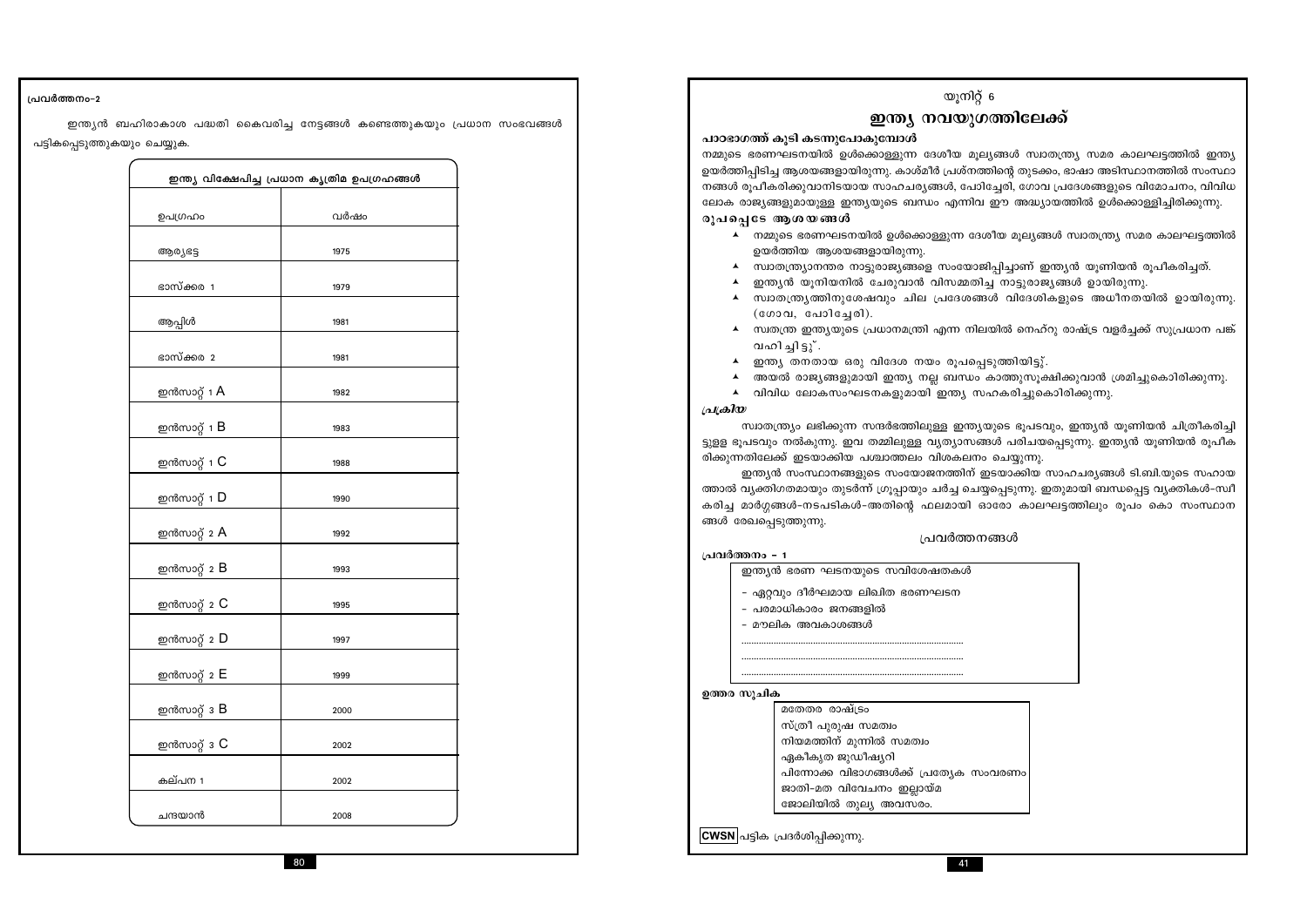പ്രവർത്തനം-2

ഇന്ത്യൻ ബഹിരാകാശ പദ്ധതി കൈവരിച്ച നേട്ടങ്ങൾ കണ്ടെത്തുകയും പ്രധാന സംഭവങ്ങൾ പട്ടികപ്പെടുത്തുകയും ചെയ്യുക.

| ഇന്ത്യ വിക്ഷേപിച്ച പ്രധാന കൃത്രിമ ഉപഗ്രഹങ്ങൾ | |
|---|---|
| ഉപഗ്രഹം | വർഷം |
| ആര്യഭട്ട | 1975 |
| ഭാസ്ക്കര 1 | 1979 |
| ആപ്പിൾ | 1981 |
| ഭാസ്ക്കര 2 | 1981 |
| ഇൻസാറ്റ് 1 A | 1982 |
| ഇൻസാറ്റ് 1 B | 1983 |
| ഇൻസാറ്റ് 1 C | 1988 |
| ഇൻസാറ്റ് 1 D | 1990 |
| ഇൻസാറ്റ് 2 A | 1992 |
| ഇൻസാറ്റ് 2 B | 1993 |
| ഇൻസാറ്റ് 2 C | 1995 |
| ഇൻസാറ്റ് 2 D | 1997 |
| ഇൻസാറ്റ് 2 E | 1999 |
| ഇൻസാറ്റ് 3 B | 2000 |
| ഇൻസാറ്റ് 3 C | 2002 |
| കല്പന 1 | 2002 |
| ചന്ദ്രയാൻ | 2008 |

യൂനിറ്റ് 6

# ഇന്ത്യ നവയുഗത്തിലേക്ക്

**പാഠഭാഗത്ത് കൂടി കടന്നുപോകുമ്പോൾ**

നമ്മുടെ ഭരണഘടനയിൽ ഉൾക്കൊള്ളുന്ന ദേശീയ മൂല്യങ്ങൾ സ്വാതന്ത്ര്യ സമര കാലഘട്ടത്തിൽ ഇന്ത്യ ഉയർത്തിപ്പിടിച്ച ആശയങ്ങളായിരുന്നു. കാശ്മീർ പ്രശ്നത്തിന്റെ തുടക്കം, ഭാഷാ അടിസ്ഥാനത്തിൽ സംസ്ഥാനങ്ങൾ രൂപീകരിക്കുവാനിടയായ സാഹചര്യങ്ങൾ, പോണ്ടിച്ചേരി, ഗോവ പ്രദേശങ്ങളുടെ വിമോചനം, വിവിധ ലോക രാജ്യങ്ങളുമായുള്ള ഇന്ത്യയുടെ ബന്ധം എന്നിവ ഈ അദ്ധ്യായത്തിൽ ഉൾക്കൊള്ളിച്ചിരിക്കുന്നു.

**രൂപപ്പെടേ ആശയങ്ങൾ**

- നമ്മുടെ ഭരണഘടനയിൽ ഉൾക്കൊള്ളുന്ന ദേശീയ മൂല്യങ്ങൾ സ്വാതന്ത്ര്യ സമര കാലഘട്ടത്തിൽ ഉയർത്തിയ ആശയങ്ങളായിരുന്നു.
- സ്വാതന്ത്ര്യാനന്തര നാട്ടുരാജ്യങ്ങളെ സംയോജിപ്പിച്ചാണ് ഇന്ത്യൻ യൂണിയൻ രൂപീകരിച്ചത്.
- ഇന്ത്യൻ യൂനിയനിൽ ചേരുവാൻ വിസമ്മതിച്ച നാട്ടുരാജ്യങ്ങൾ ഉായിരുന്നു.
- സ്വാതന്ത്ര്യത്തിനുശേഷവും ചില പ്രദേശങ്ങൾ വിദേശികളുടെ അധീനതയിൽ ഉായിരുന്നു. (ഗോവ, പോിച്ചേരി).
- സ്വതന്ത്ര ഇന്ത്യയുടെ പ്രധാനമന്ത്രി എന്ന നിലയിൽ നെഹ്റു രാഷ്ട്ര വളർച്ചക്ക് സുപ്രധാന പങ്ക് വഹിച്ചിട്ടു്.
- ഇന്ത്യ തനതായ ഒരു വിദേശ നയം രൂപപ്പെടുത്തിയിട്ട്.
- അയൽ രാജ്യങ്ങളുമായി ഇന്ത്യ നല്ല ബന്ധം കാത്തുസൂക്ഷിക്കുവാൻ ശ്രമിച്ചുകൊിരിക്കുന്നു.
- വിവിധ ലോകസംഘടനകളുമായി ഇന്ത്യ സഹകരിച്ചുകൊിരിക്കുന്നു.

*പ്രക്രിയ*

സ്വാതന്ത്ര്യം ലഭിക്കുന്ന സന്ദർഭത്തിലുള്ള ഇന്ത്യയുടെ ഭൂപടവും, ഇന്ത്യൻ യൂണിയൻ ചിത്രീകരിച്ചിട്ടുള്ള ഭൂപടവും നൽകുന്നു. ഇവ തമ്മിലുള്ള വ്യത്യാസങ്ങൾ പരിചയപ്പെടുന്നു. ഇന്ത്യൻ യൂണിയൻ രൂപീകരിക്കുന്നതിലേക്ക് ഇടയാക്കിയ പശ്ചാത്തലം വിശകലനം ചെയ്യുന്നു.

ഇന്ത്യൻ സംസ്ഥാനങ്ങളുടെ സംയോജനത്തിന് ഇടയാക്കിയ സാഹചര്യങ്ങൾ ടി.ബി.യുടെ സഹായത്താൽ വ്യക്തിഗതമായും തുടർന്ന് ഗ്രൂപ്പായും ചർച്ച ചെയ്യപ്പെടുന്നു. ഇതുമായി ബന്ധപ്പെട്ട വ്യക്തികൾ-സ്വീകരിച്ച മാർഗ്ഗങ്ങൾ-നടപടികൾ-അതിന്റെ ഫലമായി ഓരോ കാലഘട്ടത്തിലും രൂപം കൊ സംസ്ഥാനങ്ങൾ രേഖപ്പെടുത്തുന്നു.

## പ്രവർത്തനങ്ങൾ

**പ്രവർത്തനം - 1**

ഇന്ത്യൻ ഭരണ ഘടനയുടെ സവിശേഷതകൾ

- ഏറ്റവും ദീർഘമായ ലിഖിത ഭരണഘടന
- പരമാധികാരം ജനങ്ങളിൽ
- മൗലിക അവകാശങ്ങൾ

........................................................................................

........................................................................................

........................................................................................

**ഉത്തര സൂചിക**

മതേതര രാഷ്ട്രം
സ്ത്രീ പുരുഷ സമത്വം
നിയമത്തിന് മുന്നിൽ സമത്വം
ഏകീകൃത ജുഡീഷ്യറി
പിന്നോക്ക വിഭാഗങ്ങൾക്ക് പ്രത്യേക സംവരണം
ജാതി-മത വിവേചനം ഇല്ലായ്മ
ജോലിയിൽ തുല്യ അവസരം.

**CWSN** പട്ടിക പ്രദർശിപ്പിക്കുന്നു.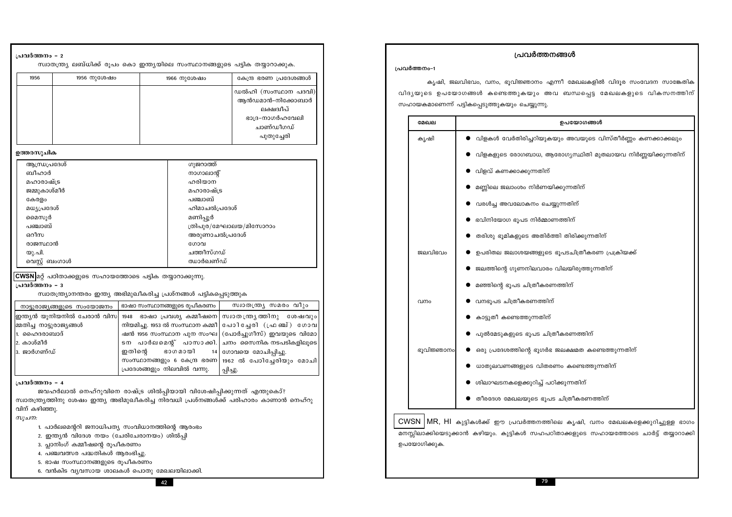### പ്രവർത്തനം – 2

സ്വാതന്ത്ര്യ ലബ്ധിക്ക് രൂപം കൊ ഇന്ത്യയിലെ സംസ്ഥാനങ്ങളുടെ പട്ടിക തയ്യാറാക്കുക.

| 1956 | 1956 നുശേഷം | 1966 നുശേഷം | കേന്ദ്ര ഭരണ പ്രദേശങ്ങൾ |
|---|---|---|---|
| | | | ഡൽഹി (സംസ്ഥാന പദവി) ആൻഡമാൻ-നിക്കോബാർ ലക്ഷദ്വീപ് ഭാദ്ര-നാഗർഹവേലി ചാണ്ഡീഗഡ് പുതുച്ചേരി |

**ഉത്തരസൂചിക**

| | |
|---|---|
| ആന്ധ്രപ്രദേശ് | ഗുജറാത്ത് |
| ബീഹാർ | നാഗാലാന്റ് |
| മഹാരാഷ്ട്ര | ഹരിയാന |
| ജമ്മുകാശ്മീർ | മഹാരാഷ്ട്ര |
| കേരളം | പഞ്ചാബ് |
| മധ്യപ്രദേശ് | ഹിമാചൽപ്രദേശ് |
| മൈസൂർ | മണിപ്പൂർ |
| പഞ്ചാബ് | ത്രിപുര/മേഘാലയ/മിസോറാം |
| ഒറീസ | അരുണാചൽപ്രദേശ് |
| രാജസ്ഥാൻ | ഗോവ |
| യു.പി. | ഛത്തീസ്ഗഡ് |
| വെസ്റ്റ് ബംഗാൾ | ഝാർഖണ്ഡ് |

**CWSN** മറ്റ് പഠിതാക്കളുടെ സഹായത്തോടെ പട്ടിക തയ്യാറാക്കുന്നു.

### പ്രവർത്തനം – 3

സ്വാതന്ത്ര്യാനന്തരം ഇന്ത്യ അഭിമുഖീകരിച്ച പ്രശ്നങ്ങൾ പട്ടികപ്പെടുത്തുക

| നാട്ടുരാജ്യങ്ങളുടെ സംയോജനം | ഭാഷാ സംസ്ഥാനങ്ങളുടെ രൂപീകരണം | സ്വാതന്ത്ര്യ സമരം വീ്ും |
|---|---|---|
| ഇന്ത്യൻ യൂനിയനിൽ ചേരാൻ വിസമ്മതിച്ച നാട്ടുരാജ്യങ്ങൾ<br>1. ഹൈദരാബാദ്<br>2. കാശ്മീർ<br>3. ജാർഗണ്ഡ് | 1948 ഭാഷാ പ്രവശ്യ കമ്മീഷനെ നിയമിച്ചു. 1953 ൽ സംസ്ഥാന കമ്മീഷൻ 1956 സംസ്ഥാന പുന സംഘടന പാർലമെന്റ് പാസാക്കി. ഇതിന്റെ ഭാഗമായി 14 സംസ്ഥാനങ്ങളും 6 കേന്ദ്ര ഭരണ പ്രദേശങ്ങളും നിലവിൽ വന്നു. | സ്വാതന്ത്ര്യത്തിനു ശേഷവും പോടിച്ചേരി (ഫ്രഞ്ച്) ഗോവ (പോർച്ചുഗീസ്) ഇവയുടെ വിമോചനം സൈനിക നടപടികളിലൂടെ ഗോവയെ മോചിപ്പിച്ചു. 1962 ൽ പോടിച്ചേരിയും മോചിപ്പിച്ചു. |

### പ്രവർത്തനം – 4

ജവഹർലാൽ നെഹ്റുവിനെ രാഷ്ട്ര ശിൽപ്പിയായി വിശേഷിപ്പിക്കുന്നത് എന്തുകൊ്? സ്വാതന്ത്ര്യത്തിനു ശേഷം ഇന്ത്യ അഭിമുഖീകരിച്ച നിരവധി പ്രശ്നങ്ങൾക്ക് പരിഹാരം കാണാൻ നെഹ്റുവിന് കഴിഞ്ഞു.

*സൂചന:*

1. പാർലമെന്ററി ജനാധിപത്യ സംവിധാനത്തിന്റെ ആരംഭം
2. ഇന്ത്യൻ വിദേശ നയം (ചേരിചേരാനയം) ശിൽപ്പി
3. പ്ലാനിംഗ് കമ്മീഷന്റെ രൂപീകരണം
4. പഞ്ചവത്സര പദ്ധതികൾ ആരംഭിച്ചു.
5. ഭാഷ സംസ്ഥാനങ്ങളുടെ രൂപീകരണം
6. വൻകിട വ്യവസായ ശാലകൾ പൊതു മേഖലയിലാക്കി.

## പ്രവർത്തനങ്ങൾ

### പ്രവർത്തനം–1

കൃഷി, ജലവിഭവം, വനം, ഭൂവിജ്ഞാനം എന്നീ മേഖലകളിൽ വിദൂര സംവേദന സാങ്കേതിക വിദ്യയുടെ ഉപയോഗങ്ങൾ കണ്ടെത്തുകയും അവ ബന്ധപ്പെട്ട മേഖലകളുടെ വികസനത്തിന് സഹായകമാണെന്ന് പട്ടികപ്പെടുത്തുകയും ചെയ്യുന്നു.

| മേഖല | ഉപയോഗങ്ങൾ |
|---|---|
| കൃഷി | ● വിളകൾ വേർതിരിച്ചറിയുകയും അവയുടെ വിസ്തീർണ്ണം കണക്കാക്കലും<br>● വിളകളുടെ രോഗബാധ, ആരോഗ്യസ്ഥിതി മുതലായവ നിർണ്ണയിക്കുന്നതിന്<br>● വിളവ് കണക്കാക്കുന്നതിന്<br>● മണ്ണിലെ ജലാംശം നിർണയിക്കുന്നതിന്<br>● വരൾച്ച അവലോകനം ചെയ്യുന്നതിന്<br>● ഭവിനിയോഗ ഭൂപട നിർമ്മാണത്തിന്<br>● തരിശു ഭൂമികളുടെ അതിർത്തി തിരിക്കുന്നതിന് |
| ജലവിഭവം | ● ഉപരിതല ജലാശയങ്ങളുടെ ഭൂപടചിത്രീകരണ പ്രക്രിയക്ക്<br>● ജലത്തിന്റെ ഗുണനിലവാരം വിലയിരുത്തുന്നതിന്<br>● മഞ്ഞിന്റെ ഭൂപട ചിത്രീകരണത്തിന് |
| വനം | ● വനഭൂപട ചിത്രീകരണത്തിന്<br>● കാട്ടുതീ കണ്ടെത്തുന്നതിന്<br>● പുൽമേടുകളുടെ ഭൂപട ചിത്രീകരണത്തിന് |
| ഭൂവിജ്ഞാനം | ● ഒരു പ്രദേശത്തിന്റെ ഭൂഗർഭ ജലക്ഷമത കണ്ടെത്തുന്നതിന്<br>● ധാതുലവണങ്ങളുടെ വിതരണം കണ്ടെത്തുന്നതിന്<br>● ശിലാഘടനകളെക്കുറിച്ച് പഠിക്കുന്നതിന്<br>● തീരദേശ മേഖലയുടെ ഭൂപട ചിത്രീകരണത്തിന് |

**CWSN** MR, HI കുട്ടികൾക്ക് ഈ പ്രവർത്തനത്തിലെ കൃഷി, വനം മേഖലകളെക്കുറിച്ചുള്ള ഭാഗം മനസ്സിലാക്കിയെടുക്കാൻ കഴിയും. കുട്ടികൾ സഹപഠിതാക്കളുടെ സഹായത്തോടെ ചാർട്ട് തയ്യാറാക്കി ഉപയോഗിക്കുക.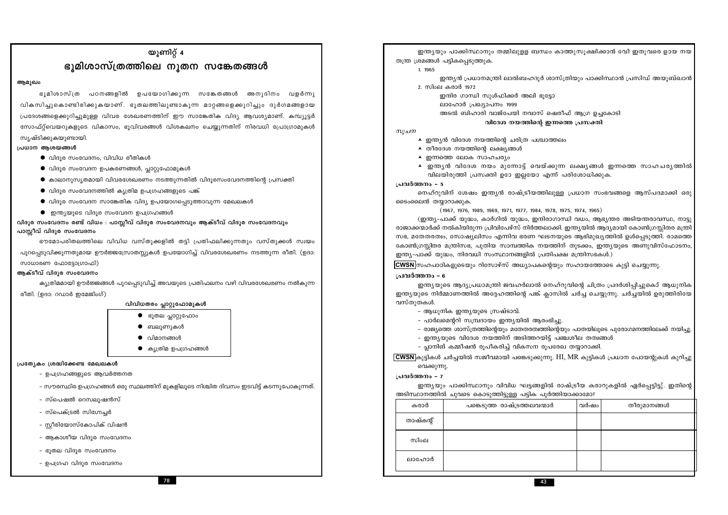# യൂണിറ്റ് 4

## ഭൂമിശാസ്ത്രത്തിലെ നൂതന സങ്കേതങ്ങൾ

**ആമുഖം**

ഭൂമിശാസ്ത്ര പഠനങ്ങളിൽ ഉപയോഗിക്കുന്ന സങ്കേതങ്ങൾ അനുദിനം വളർന്നു വികസിച്ചുകൊണ്ടിരിക്കുകയാണ്. ഭൂതലത്തിലുണ്ടാകുന്ന മാറ്റങ്ങളെക്കുറിച്ചും ദുർഗമങ്ങളായ പ്രദേശങ്ങളെക്കുറിച്ചുമുള്ള വിവര ശേഖരണത്തിന് ഈ സാങ്കേതിക വിദ്യ ആവശ്യമാണ്. കമ്പ്യൂട്ടർ സോഫ്റ്റ്‌വെയറുകളുടെ വികാസം, ഭൂവിവരങ്ങൾ വിശകലനം ചെയ്യുന്നതിന് നിരവധി പ്രോഗ്രാമുകൾ സൃഷ്ടിക്കുകയുണ്ടായി.

**പ്രധാന ആശയങ്ങൾ**

- വിദൂര സംവേദനം, വിവിധ രീതികൾ
- വിദൂര സംവേദന ഉപകരണങ്ങൾ, പ്ലാറ്റ്ഫോമുകൾ
- കാലാനുസൃതമായി വിവരശേഖരണം നടത്തുന്നതിൽ വിദൂരസംവേദനത്തിന്റെ പ്രസക്തി
- വിദൂര സംവേദനത്തിൽ കൃത്രിമ ഉപഗ്രഹങ്ങളുടെ പങ്ക്
- വിദൂര സംവേദന സാങ്കേതിക വിദ്യ ഉപയോഗപ്പെടുത്താവുന്ന മേഖലകൾ
- ഇന്ത്യയുടെ വിദൂര സംവേദന ഉപഗ്രഹങ്ങൾ

**വിദൂര സംവേദനം രണ്ട് വിധം : പാസ്സീവ് വിദൂര സംവേദനവും ആക്ടീവ് വിദൂര സംവേദനവും**

**പാസ്സീവ് വിദൂര സംവേദനം**

ഭൗമോപരിതലത്തിലെ വിവിധ വസ്തുക്കളിൽ തട്ടി പ്രതിഫലിക്കുന്നതും വസ്തുക്കൾ സ്വയം പുറപ്പെടുവിക്കുന്നതുമായ ഊർജ്ജസ്രോതസ്സുകൾ ഉപയോഗിച്ച് വിവരശേഖരണം നടത്തുന്ന രീതി. (ഉദാ: സാധാരണ ഫോട്ടോഗ്രാഫി)

**ആക്ടീവ് വിദൂര സംവേദനം**

കൃത്രിമമായി ഊർജ്ജങ്ങൾ പുറപ്പെടുവിച്ച് അവയുടെ പ്രതിഫലനം വഴി വിവരശേഖരണം നൽകുന്ന രീതി. (ഉദാ: റഡാർ ഇമേജിംഗ്)

**വിവിധതരം പ്ലാറ്റ്ഫോമുകൾ**

- ഭൂതല പ്ലാറ്റ്ഫോം
- ബലൂണുകൾ
- വിമാനങ്ങൾ
- കൃത്രിമ ഉപഗ്രഹങ്ങൾ

**പ്രത്യേകം ശ്രദ്ധിക്കേണ്ട മേഖലകൾ**

- ഉപഗ്രഹങ്ങളുടെ ആവർത്തനത
- സൗരസ്ഥിര ഉപഗ്രഹങ്ങൾ ഒരു സ്ഥലത്തിന് മുകളിലൂടെ നിശ്ചിത ദിവസം ഇടവിട്ട് കടന്നുപോകുന്നത്.
- സ്പെഷൽ റെസല്യൂഷൻസ്
- സ്പെക്ട്രൽ സിഗ്നേച്ചർ
- സ്റ്റീരിയോസ്കോപിക് വിഷൻ
- ആകാശീയ വിദൂര സംവേദനം
- ഭൂതല വിദൂര സംവേദനം
- ഉപഗ്രഹ വിദൂര സംവേദനം

ഇന്ത്യയും പാക്കിസ്ഥാനും തമ്മിലുള്ള ബന്ധം കാത്തുസൂക്ഷിക്കാൻ വേി ഇതുവരെ ഉായ നയതന്ത്ര ശ്രമങ്ങൾ പട്ടികപ്പെടുത്തുക.

1. 1965

   ഇന്ത്യൻ പ്രധാനമന്ത്രി ലാൽബഹദൂർ ശാസ്ത്രിയും പാക്കിസ്ഥാൻ പ്രസിഡ് അയൂബ്ഖാൻ

2. സിംല കരാർ 1972

   ഇന്ദിര ഗാന്ധി സുൾഫിക്കർ അലി ഭൂട്ടോ

   ലാഹോർ പ്രഖ്യാപനം 1999

   അടൽ ബിഹാരി വാജ്പേയി നവാസ് ഷെരീഫ് ആഗ്ര ഉച്ചകോടി

**വിദേശ നയത്തിന്റെ ഇന്നത്തെ പ്രസക്തി**

*സൂചന*

- ഇന്ത്യൻ വിദേശ നയത്തിന്റെ ചരിത്ര പശ്ചാത്തലം
- തീരദേശ നയത്തിന്റെ ലക്ഷ്യങ്ങൾ
- ഇന്നത്തെ ലോക സാഹചര്യം
- ഇന്ത്യൻ വിദേശ നയം മുന്നോട്ട് വെയ്ക്കുന്ന ലക്ഷ്യങ്ങൾ ഇന്നത്തെ സാഹചര്യത്തിൽ വിലയിരുത്തി പ്രസക്തി ഉോ ഇല്ലയോ എന്ന് പരിശോധിക്കുക.

**പ്രവർത്തനം – 5**

നെഹ്റുവിന് ശേഷം ഇന്ത്യൻ രാഷ്ട്രീയത്തിലുള്ള പ്രധാന സംഭവങ്ങളെ ആസ്പദമാക്കി ഒരു ടൈംലൈൻ തയ്യാറാക്കുക.

(1967, 1976, 1989, 1969, 1971, 1977, 1984, 1978, 1975, 1974, 1965)

(ഇന്ത്യ-പാക്ക് യുദ്ധം, കാർഗിൽ യുദ്ധം, ഇന്ദിരാഗാന്ധി വധം, ആഭ്യന്തര അടിയന്തരാവസ്ഥ, നാട്ടുരാജാക്കന്മാർക്ക് നൽകിയിരുന്ന പ്രിവിപേഴ്സ് നിർത്തലാക്കി. ഇന്ത്യയിൽ ആദ്യമായി കോൺഗ്രസ്സിതര മന്ത്രിസഭ, മതേതരത്വം, സോഷ്യലിസം എന്നിവ ഭരണ ഘടനയുടെ ആമുഖത്തിൽ ഉൾപ്പെടുത്തി. രാമത്തെ കോൺഗ്രസ്സിതര മന്ത്രിസഭ, പുതിയ സാമ്പത്തിക നയത്തിന് തുടക്കം, ഇന്ത്യയുടെ അണുവിസ്ഫോടനം, ഇന്ത്യ-പാക്ക് യുദ്ധം, നിരവധി സംസ്ഥാനങ്ങളിൽ പ്രതിപക്ഷ മന്ത്രിസഭകൾ.)

**CWSN** സഹപാഠികളുടെയും റിസോഴ്സ് അധ്യാപകന്റെയും സഹായത്തോടെ കുട്ടി ചെയ്യുന്നു.

**പ്രവർത്തനം – 6**

ഇന്ത്യയുടെ ആദ്യപ്രധാനമന്ത്രി ജവഹർലാൽ നെഹ്റുവിന്റെ ചിത്രം പ്രദർശിപ്പിച്ചുകൊ് ആധുനിക ഇന്ത്യയുടെ നിർമ്മാണത്തിൽ അദ്ദേഹത്തിന്റെ പങ്ക് ക്ലാസിൽ ചർച്ച ചെയ്യുന്നു. ചർച്ചയിൽ ഉരുത്തിരിയേ വസ്തുതകൾ.

- ആധുനിക ഇന്ത്യയുടെ സ്രഷ്ടാവ്.
- പാർലമെന്ററി സമ്പ്രദായം ഇന്ത്യയിൽ ആരംഭിച്ചു.
- രാജ്യത്തെ ശാസ്ത്രത്തിന്റെയും മതേതരത്വത്തിന്റെയും പാതയിലൂടെ പുരോഗമനത്തിലേക്ക് നയിച്ചു.
- ഇന്ത്യയുടെ വിദേശ നയത്തിന് അടിത്തറയിട്ട് പഞ്ചശീല തത്വങ്ങൾ
- പ്ലാനിങ് കമ്മീഷൻ രൂപീകരിച്ച് വികസന രൂപരേഖ തയ്യാറാക്കി.

**CWSN** കുട്ടികൾ ചർച്ചയിൽ സജീവമായി പങ്കെടുക്കുന്നു. HI, MR കുട്ടികൾ പ്രധാന പോയന്റുകൾ കുറിച്ചു വെക്കുന്നു.

**പ്രവർത്തനം – 7**

ഇന്ത്യയും പാക്കിസ്ഥാനും വിവിധ ഘട്ടങ്ങളിൽ രാഷ്ട്രീയ കരാറുകളിൽ ഏർപ്പെട്ടിട്ടു്. ഇതിന്റെ അടിസ്ഥാനത്തിൽ ചുവടെ കൊടുത്തിട്ടുള്ള പട്ടിക പൂർത്തിയാക്കാമോ?

| കരാർ | പങ്കെടുത്ത രാഷ്ട്രത്തലവന്മാർ | വർഷം | തീരുമാനങ്ങൾ |
|---|---|---|---|
| താഷ്കന്റ് | | | |
| സിംല | | | |
| ലാഹോർ | | | |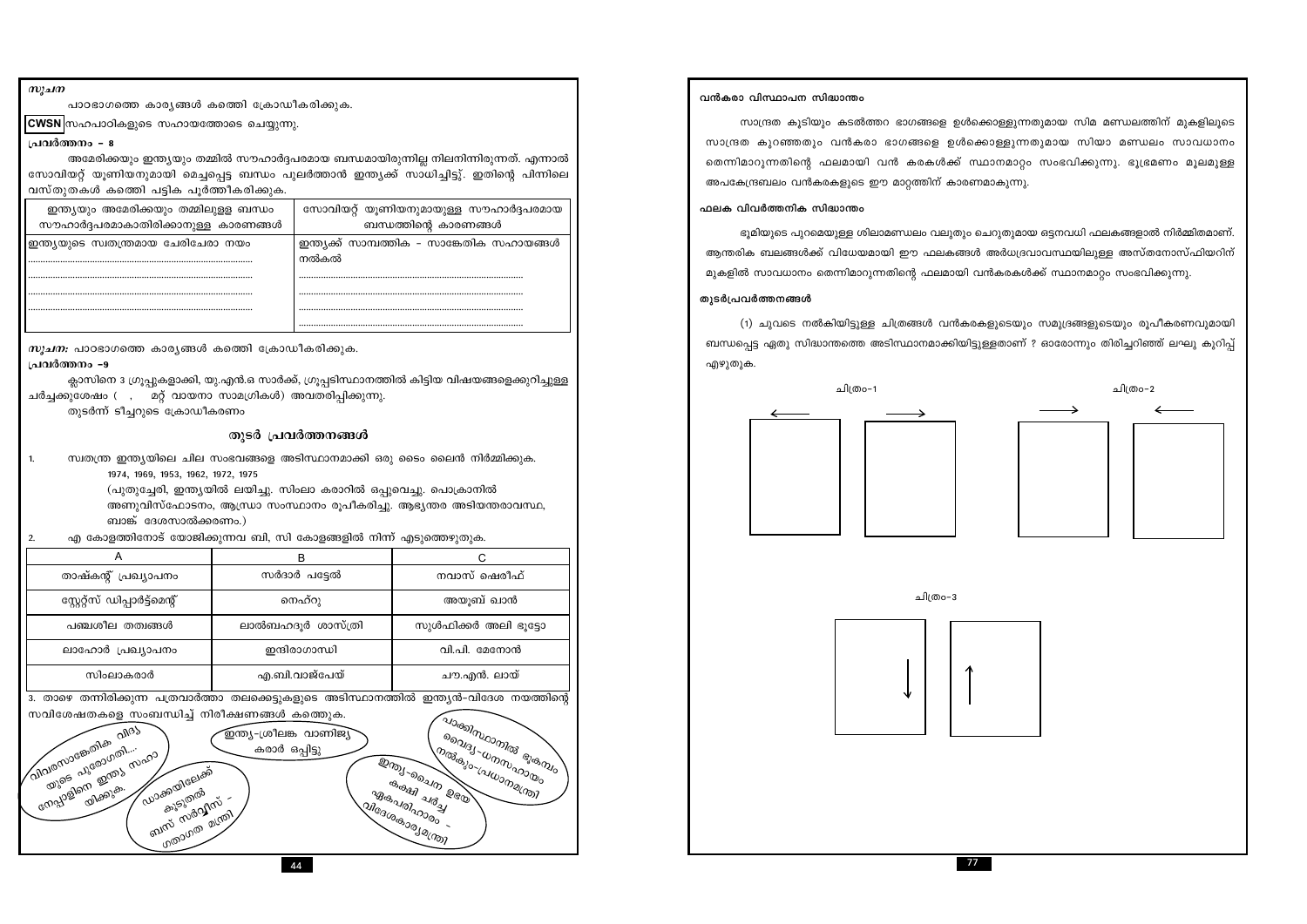*സൂചന*

പാഠഭാഗത്തെ കാര്യങ്ങൾ കത്തെി ക്രോഡീകരിക്കുക.

**CWSN** സഹപാഠികളുടെ സഹായത്തോടെ ചെയ്യുന്നു.

**പ്രവർത്തനം – 8**

അമേരിക്കയും ഇന്ത്യയും തമ്മിൽ സൗഹാർദ്ദപരമായ ബന്ധമായിരുന്നില്ല നിലനിന്നിരുന്നത്. എന്നാൽ സോവിയറ്റ് യൂണിയനുമായി മെച്ചപ്പെട്ട ബന്ധം പുലർത്താൻ ഇന്ത്യക്ക് സാധിച്ചിട്ടു. ഇതിന്റെ പിന്നിലെ വസ്തുതകൾ കത്തെി പട്ടിക പൂർത്തീകരിക്കുക.

| ഇന്ത്യയും അമേരിക്കയും തമ്മിലുള്ള ബന്ധം സൗഹാർദ്ദപരമാകാതിരിക്കാനുള്ള കാരണങ്ങൾ | സോവിയറ്റ് യൂണിയനുമായുള്ള സൗഹാർദ്ദപരമായ ബന്ധത്തിന്റെ കാരണങ്ങൾ |
|---|---|
| ഇന്ത്യയുടെ സ്വതന്ത്രമായ ചേരിചേരാ നയം | ഇന്ത്യക്ക് സാമ്പത്തിക – സാങ്കേതിക സഹായങ്ങൾ നൽകൽ |
| .................................... | .................................... |
| .................................... | .................................... |
| .................................... | .................................... |
| .................................... | .................................... |

*സൂചന:* പാഠഭാഗത്തെ കാര്യങ്ങൾ കത്തെി ക്രോഡീകരിക്കുക.

**പ്രവർത്തനം –9**

ക്ലാസിനെ 3 ഗ്രൂപ്പുകളാക്കി, യു.എൻ.ഒ സാർക്ക്, ഗ്രൂപ്പടിസ്ഥാനത്തിൽ കിട്ടിയ വിഷയങ്ങളെക്കുറിച്ചുള്ള ചർച്ചക്കുശേഷം ( , മറ്റ് വായനാ സാമഗ്രികൾ) അവതരിപ്പിക്കുന്നു.

തുടർന്ന് ടീച്ചറുടെ ക്രോഡീകരണം

## തുടർ പ്രവർത്തനങ്ങൾ

1. സ്വതന്ത്ര ഇന്ത്യയിലെ ചില സംഭവങ്ങളെ അടിസ്ഥാനമാക്കി ഒരു ടൈം ലൈൻ നിർമ്മിക്കുക.
   1974, 1969, 1953, 1962, 1972, 1975
   (പുതുച്ചേരി, ഇന്ത്യയിൽ ലയിച്ചു. സിംലാ കരാറിൽ ഒപ്പുവെച്ചു. പൊക്രാനിൽ അണുവിസ്ഫോടനം, ആന്ധ്രാ സംസ്ഥാനം രൂപീകരിച്ചു. ആഭ്യന്തര അടിയന്തരാവസ്ഥ, ബാങ്ക് ദേശസാൽക്കരണം.)
2. എ കോളത്തിനോട് യോജിക്കുന്നവ ബി, സി കോളങ്ങളിൽ നിന്ന് എടുത്തെഴുതുക.

| A | B | C |
|---|---|---|
| താഷ്കന്റ് പ്രഖ്യാപനം | സർദാർ പട്ടേൽ | നവാസ് ഷെരീഫ് |
| സ്റ്റേറ്റ്സ് ഡിപ്പാർട്ട്മെന്റ് | നെഹ്റു | അയൂബ് ഖാൻ |
| പഞ്ചശീല തത്വങ്ങൾ | ലാൽബഹദൂർ ശാസ്ത്രി | സുൾഫിക്കർ അലി ഭൂട്ടോ |
| ലാഹോർ പ്രഖ്യാപനം | ഇന്ദിരാഗാന്ധി | വി.പി. മേനോൻ |
| സിംലാകരാർ | എ.ബി.വാജ്പേയ് | ചൗ.എൻ. ലായ് |

3. താഴെ തന്നിരിക്കുന്ന പത്രവാർത്താ തലക്കെട്ടുകളുടെ അടിസ്ഥാനത്തിൽ ഇന്ത്യൻ–വിദേശ നയത്തിന്റെ സവിശേഷതകളെ സംബന്ധിച്ച് നിരീക്ഷണങ്ങൾ കത്തെുക.

- വിവരസാങ്കേതിക വിദ്യയുടെ പുരോഗതി... നേപ്പാളിനെ ഇന്ത്യ സഹായിക്കും.
- ഇന്ത്യ–ശ്രീലങ്ക വാണിജ്യ കരാർ ഒപ്പിട്ടു
- ധാക്കയിലേക്ക് കൂടുതൽ ബസ് സർവീസ് – ഗതാഗത മന്ത്രി
- ഇന്ത്യ–ചൈന ഉഭയകക്ഷി ചർച്ച ഏകപരിഹാരം – വിദേശകാര്യമന്ത്രി
- പാകിസ്ഥാനിൽ ഭൂകമ്പം വൈദ്യ–ധനസഹായം നൽകും–പ്രധാനമന്ത്രി

### വൻകരാ വിസ്ഥാപന സിദ്ധാന്തം

സാന്ദ്രത കൂടിയും കടൽത്തറ ഭാഗങ്ങളെ ഉൾക്കൊള്ളുന്നതുമായ സിമ മണ്ഡലത്തിന് മുകളിലൂടെ സാന്ദ്രത കുറഞ്ഞതും വൻകരാ ഭാഗങ്ങളെ ഉൾക്കൊള്ളുന്നതുമായ സിയാ മണ്ഡലം സാവധാനം തെന്നിമാറുന്നതിന്റെ ഫലമായി വൻ കരകൾക്ക് സ്ഥാനമാറ്റം സംഭവിക്കുന്നു. ഭൂഭ്രമണം മൂലമുള്ള അപകേന്ദ്രബലം വൻകരകളുടെ ഈ മാറ്റത്തിന് കാരണമാകുന്നു.

### ഫലക വിവർത്തനിക സിദ്ധാന്തം

ഭൂമിയുടെ പുറമെയുള്ള ശിലാമണ്ഡലം വലുതും ചെറുതുമായ ഒട്ടനവധി ഫലകങ്ങളാൽ നിർമ്മിതമാണ്. ആന്തരിക ബലങ്ങൾക്ക് വിധേയമായി ഈ ഫലകങ്ങൾ അർധദ്രവാവസ്ഥയിലുള്ള അസ്തനോസ്ഫിയറിന് മുകളിൽ സാവധാനം തെന്നിമാറുന്നതിന്റെ ഫലമായി വൻകരകൾക്ക് സ്ഥാനമാറ്റം സംഭവിക്കുന്നു.

### തുടർപ്രവർത്തനങ്ങൾ

(1) ചുവടെ നൽകിയിട്ടുള്ള ചിത്രങ്ങൾ വൻകരകളുടെയും സമുദ്രങ്ങളുടെയും രൂപീകരണവുമായി ബന്ധപ്പെട്ട ഏതു സിദ്ധാന്തത്തെ അടിസ്ഥാനമാക്കിയിട്ടുള്ളതാണ് ? ഓരോന്നും തിരിച്ചറിഞ്ഞ് ലഘു കുറിപ്പ് എഴുതുക.

ചിത്രം–1

ചിത്രം–2

ചിത്രം–3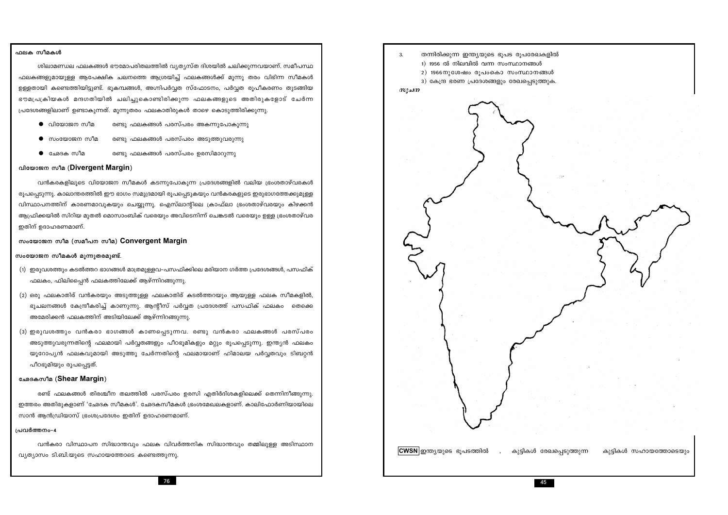## ഫലക സീമകൾ

ശിലാമണ്ഡല ഫലകങ്ങൾ ഭൗമോപരിതലത്തിൽ വ്യത്യസ്ത ദിശയിൽ ചലിക്കുന്നവയാണ്. സമീപസ്ഥ ഫലകങ്ങളുമായുള്ള ആപേക്ഷിക ചലനത്തെ ആശ്രയിച്ച് ഫലകങ്ങൾക്ക് മൂന്നു തരം വിഭിന്ന സീമകൾ ഉള്ളതായി കണ്ടെത്തിയിട്ടുണ്ട്. ഭൂകമ്പങ്ങൾ, അഗ്നിപർവ്വത സ്ഫോടനം, പർവ്വത രൂപീകരണം തുടങ്ങിയ ഭൗമപ്രക്രിയകൾ മന്ദഗതിയിൽ ചലിച്ചുകൊണ്ടിരിക്കുന്ന ഫലകങ്ങളുടെ അതിരുകളോട് ചേർന്ന പ്രദേശങ്ങളിലാണ് ഉണ്ടാകുന്നത്. മൂന്നുതരം ഫലകാതിരുകൾ താഴെ കൊടുത്തിരിക്കുന്നു.

- വിയോജന സീമ — രണ്ടു ഫലകങ്ങൾ പരസ്പരം അകന്നുപോകുന്നു
- സംയോജന സീമ — രണ്ടു ഫലകങ്ങൾ പരസ്പരം അടുത്തുവരുന്നു
- ഛേദക സീമ — രണ്ടു ഫലകങ്ങൾ പരസ്പരം ഉരസിമാറുന്നു

### വിയോജന സീമ (Divergent Margin)

വൻകരകളിലൂടെ വിയോജന സീമകൾ കടന്നുപോകുന്ന പ്രദേശങ്ങളിൽ വലിയ ഭ്രംശതാഴ്‌വരകൾ രൂപപ്പെടുന്നു. കാലാന്തരത്തിൽ ഈ ഭാഗം സമുദ്രമായി രൂപപ്പെടുകയും വൻകരകളുടെ ഇരുഭാഗത്തേക്കുമുള്ള വിസ്ഥാപനത്തിന് കാരണമാവുകയും ചെയ്യുന്നു. ഐസ്‌ലാന്റിലെ ക്രാഫ്ലാ ഭ്രംശതാഴ്‌വരയും കിഴക്കൻ ആഫ്രിക്കയിൽ സിറിയ മുതൽ മൊസാംബിക് വരെയും അവിടെനിന്ന് ചെങ്കടൽ വരെയും ഉള്ള ഭ്രംശതാഴ്‌വര ഇതിന് ഉദാഹരണമാണ്.

### സംയോജന സീമ (സമീപന സീമ) Convergent Margin

**സംയോജന സീമകൾ മൂന്നുതരമുണ്ട്.**

(1) ഇരുവശത്തും കടൽത്തറ ഭാഗങ്ങൾ മാത്രമുള്ളവ-പസഫിക്കിലെ മരിയാന ഗർത്ത പ്രദേശങ്ങൾ, പസഫിക് ഫലകം, ഫിലിപ്പൈൻ ഫലകത്തിലേക്ക് ആഴ്ന്നിറങ്ങുന്നു.

(2) ഒരു ഫലകാതിര് വൻകരയും അടുത്തുള്ള ഫലകാതിര് കടൽത്തറയും ആയുള്ള ഫലക സീമകളിൽ, ഭൂചലനങ്ങൾ കേന്ദ്രീകരിച്ച് കാണുന്നു. ആന്റീസ് പർവ്വത പ്രദേശത്ത് പസഫിക് ഫലകം തെക്കെ അമേരിക്കൻ ഫലകത്തിന് അടിയിലേക്ക് ആഴ്ന്നിറങ്ങുന്നു.

(3) ഇരുവശത്തും വൻകരാ ഭാഗങ്ങൾ കാണപ്പെടുന്നവ. രണ്ടു വൻകരാ ഫലകങ്ങൾ പരസ്പരം അടുത്തുവരുന്നതിന്റെ ഫലമായി പർവ്വതങ്ങളും പീഠഭൂമികളും മറ്റും രൂപപ്പെടുന്നു. ഇന്ത്യൻ ഫലകം യൂറോപ്യൻ ഫലകവുമായി അടുത്തു ചേർന്നതിന്റെ ഫലമായാണ് ഹിമാലയ പർവ്വതവും ടിബറ്റൻ പീഠഭൂമിയും രൂപപ്പെട്ടത്.

### ഛേദകസീമ (Shear Margin)

രണ്ട് ഫലകങ്ങൾ തിരശ്ചീന തലത്തിൽ പരസ്പരം ഉരസി എതിർദിശകളിലെക്ക് തെന്നിനീങ്ങുന്നു. ഇത്തരം അതിരുകളാണ് 'ഛേദക സീമകൾ'. ഛേദകസീമകൾ ഭ്രംശമേഖലകളാണ്. കാലിഫോർണിയായിലെ സാൻ ആൻഡ്രിയാസ് ഭ്രംശപ്രദേശം ഇതിന് ഉദാഹരണമാണ്.

#### പ്രവർത്തനം-4

വൻകരാ വിസ്ഥാപന സിദ്ധാന്തവും ഫലക വിവർത്തനിക സിദ്ധാന്തവും തമ്മിലുള്ള അടിസ്ഥാന വ്യത്യാസം ടി.ബി.യുടെ സഹായത്തോടെ കണ്ടെത്തുന്നു.

3. തന്നിരിക്കുന്ന ഇന്ത്യയുടെ ഭൂപട രൂപരേഖകളിൽ
   1) 1956 ൽ നിലവിൽ വന്ന സംസ്ഥാനങ്ങൾ
   2) 1966നുശേഷം രൂപംകൊ സംസ്ഥാനങ്ങൾ
   3) കേന്ദ്ര ഭരണ പ്രദേശങ്ങളും രേഖപ്പെടുത്തുക.

*സൂചന*

**CWSN** ഇന്ത്യയുടെ ഭൂപടത്തിൽ , കുട്ടികൾ രേഖപ്പെടുത്തുന്ന കുട്ടികൾ സഹായത്തോടെയും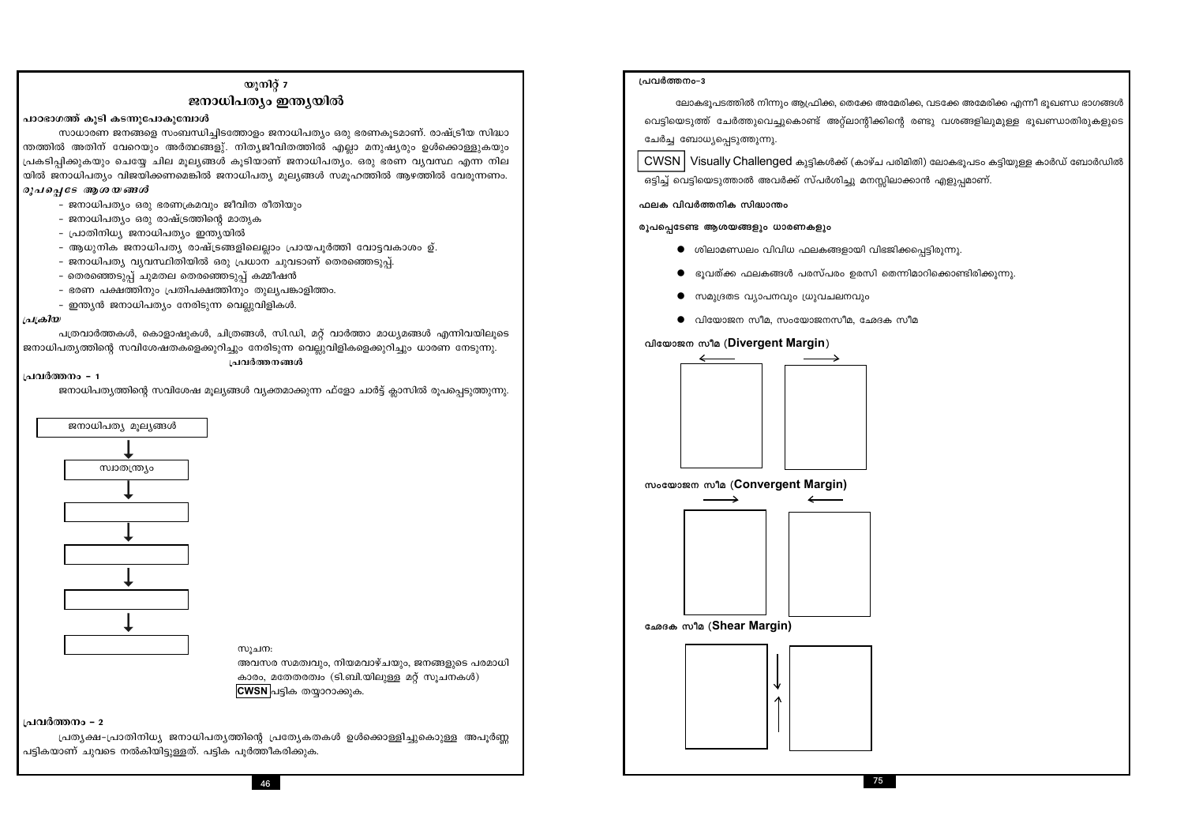# യൂനിറ്റ് 7

## ജനാധിപത്യം ഇന്ത്യയിൽ

### പാഠഭാഗത്ത് കൂടി കടന്നുപോകുമ്പോൾ

സാധാരണ ജനങ്ങളെ സംബന്ധിച്ചിടത്തോളം ജനാധിപത്യം ഒരു ഭരണകൂടമാണ്. രാഷ്ട്രീയ സിദ്ധാന്തത്തിൽ അതിന് വേറെയും അർത്ഥങ്ങളു്. നിത്യജീവിതത്തിൽ എല്ലാ മനുഷ്യരും ഉൾക്കൊള്ളുകയും പ്രകടിപ്പിക്കുകയും ചെയ്യേ ചില മൂല്യങ്ങൾ കൂടിയാണ് ജനാധിപത്യം. ഒരു ഭരണ വ്യവസ്ഥ എന്ന നിലയിൽ ജനാധിപത്യം വിജയിക്കണമെങ്കിൽ ജനാധിപത്യ മൂല്യങ്ങൾ സമൂഹത്തിൽ ആഴത്തിൽ വേരൂന്നണം.

### *രൂപപ്പെടേ ആശയങ്ങൾ*

- ജനാധിപത്യം ഒരു ഭരണക്രമവും ജീവിത രീതിയും
- ജനാധിപത്യം ഒരു രാഷ്ട്രത്തിന്റെ മാതൃക
- പ്രാതിനിധ്യ ജനാധിപത്യം ഇന്ത്യയിൽ
- ആധുനിക ജനാധിപത്യ രാഷ്ട്രങ്ങളിലെല്ലാം പ്രായപൂർത്തി വോട്ടവകാശം ഉ്.
- ജനാധിപത്യ വ്യവസ്ഥിതിയിൽ ഒരു പ്രധാന ചുവടാണ് തെരഞ്ഞെടുപ്പ്.
- തെരഞ്ഞെടുപ്പ് ചുമതല തെരഞ്ഞെടുപ്പ് കമ്മീഷൻ
- ഭരണ പക്ഷത്തിനും പ്രതിപക്ഷത്തിനും തുല്യപങ്കാളിത്തം.
- ഇന്ത്യൻ ജനാധിപത്യം നേരിടുന്ന വെല്ലുവിളികൾ.

### *പ്രക്രിയ*

പത്രവാർത്തകൾ, കൊളാഷുകൾ, ചിത്രങ്ങൾ, സി.ഡി, മറ്റ് വാർത്താ മാധ്യമങ്ങൾ എന്നിവയിലൂടെ ജനാധിപത്യത്തിന്റെ സവിശേഷതകളെക്കുറിച്ചും നേരിടുന്ന വെല്ലുവിളികളെക്കുറിച്ചും ധാരണ നേടുന്നു.

**പ്രവർത്തനങ്ങൾ**

#### പ്രവർത്തനം – 1

ജനാധിപത്യത്തിന്റെ സവിശേഷ മൂല്യങ്ങൾ വ്യക്തമാക്കുന്ന ഫ്ളോ ചാർട്ട് ക്ലാസിൽ രൂപപ്പെടുത്തുന്നു.

ജനാധിപത്യ മൂല്യങ്ങൾ
↓
സ്വാതന്ത്ര്യം
↓
[ ]
↓
[ ]
↓
[ ]
↓
[ ]

സൂചന:
അവസര സമത്വവും, നിയമവാഴ്ചയും, ജനങ്ങളുടെ പരമാധികാരം, മതേതരത്വം (ടി.ബി.യിലുള്ള മറ്റ് സൂചനകൾ)

**CWSN** പട്ടിക തയ്യാറാക്കുക.

#### പ്രവർത്തനം – 2

പ്രത്യക്ഷ-പ്രാതിനിധ്യ ജനാധിപത്യത്തിന്റെ പ്രത്യേകതകൾ ഉൾക്കൊള്ളിച്ചുകൊള്ളുള്ള അപൂർണ്ണ പട്ടികയാണ് ചുവടെ നൽകിയിട്ടുള്ളത്. പട്ടിക പൂർത്തീകരിക്കുക.

#### പ്രവർത്തനം–3

ലോകഭൂപടത്തിൽ നിന്നും ആഫ്രിക്ക, തെക്കേ അമേരിക്ക, വടക്കേ അമേരിക്ക എന്നീ ഭൂഖണ്ഡ ഭാഗങ്ങൾ വെട്ടിയെടുത്ത് ചേർത്തുവെച്ചുകൊണ്ട് അറ്റ്ലാന്റിക്കിന്റെ രണ്ടു വശങ്ങളിലുമുള്ള ഭൂഖണ്ഡാതിരുകളുടെ ചേർച്ച ബോധ്യപ്പെടുത്തുന്നു.

**CWSN** Visually Challenged കുട്ടികൾക്ക് (കാഴ്ച പരിമിതി) ലോകഭൂപടം കട്ടിയുള്ള കാർഡ് ബോർഡിൽ ഒട്ടിച്ച് വെട്ടിയെടുത്താൽ അവർക്ക് സ്പർശിച്ചു മനസ്സിലാക്കാൻ എളുപ്പമാണ്.

### ഫലക വിവർത്തനിക സിദ്ധാന്തം

#### രൂപപ്പെടേണ്ട ആശയങ്ങളും ധാരണകളും

- ശിലാമണ്ഡലം വിവിധ ഫലകങ്ങളായി വിഭജിക്കപ്പെട്ടിരുന്നു.
- ഭൂവത്ക്ക ഫലകങ്ങൾ പരസ്പരം ഉരസി തെന്നിമാറിക്കൊണ്ടിരിക്കുന്നു.
- സമുദ്രതട വ്യാപനവും ധ്രുവചലനവും
- വിയോജന സീമ, സംയോജനസീമ, ഛേദക സീമ

**വിയോജന സീമ (Divergent Margin)**

**സംയോജന സീമ (Convergent Margin)**

**ഛേദക സീമ (Shear Margin)**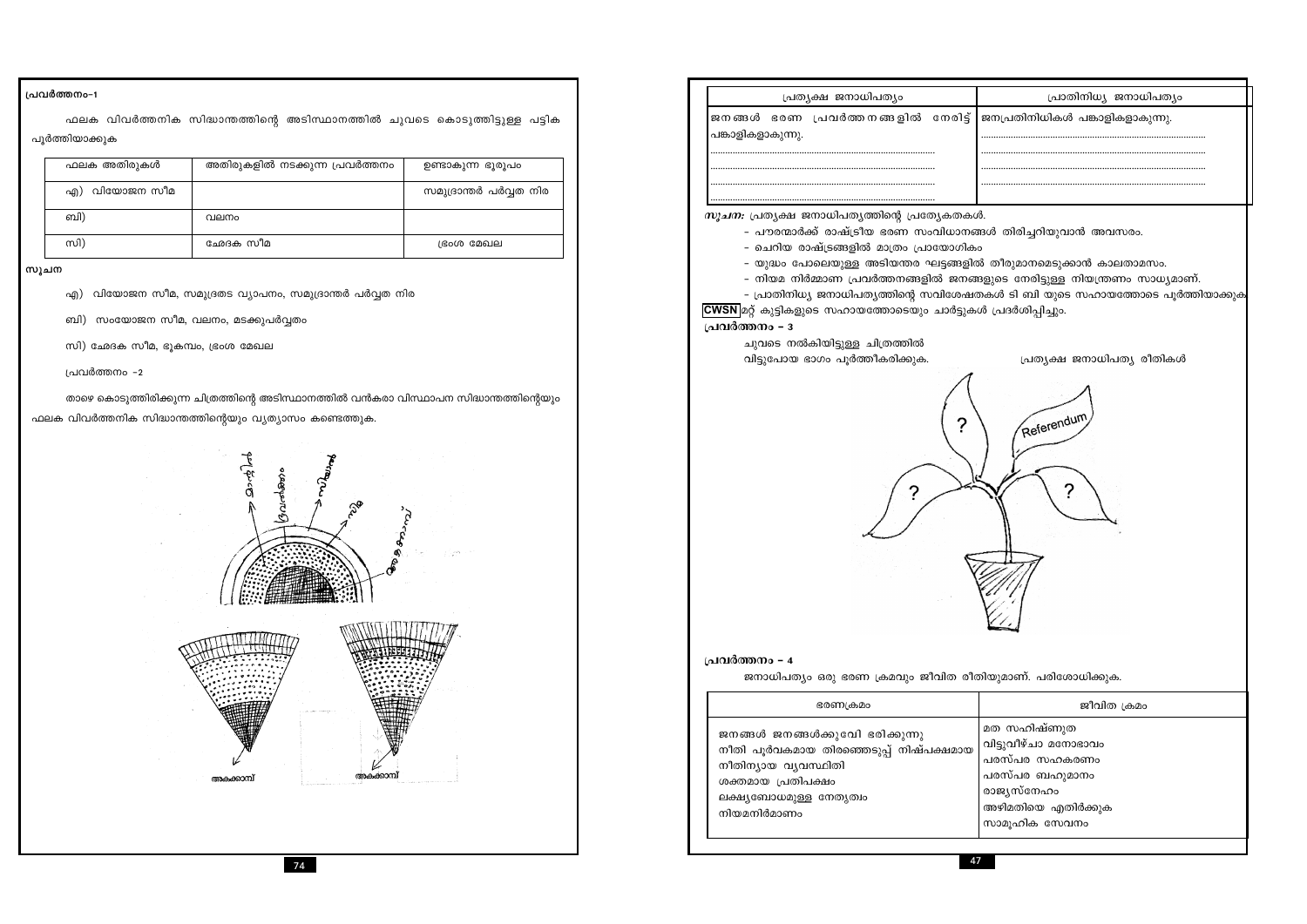**പ്രവർത്തനം-1**

ഫലക വിവർത്തനിക സിദ്ധാന്തത്തിന്റെ അടിസ്ഥാനത്തിൽ ചുവടെ കൊടുത്തിട്ടുള്ള പട്ടിക പൂർത്തിയാക്കുക

| ഫലക അതിരുകൾ | അതിരുകളിൽ നടക്കുന്ന പ്രവർത്തനം | ഉണ്ടാകുന്ന ഭൂരൂപം |
|---|---|---|
| എ) വിയോജന സീമ | | സമുദ്രാന്തർ പർവ്വത നിര |
| ബി) | വലനം | |
| സി) | ഛേദക സീമ | ഭ്രംശ മേഖല |

**സൂചന**

എ) വിയോജന സീമ, സമുദ്രതട വ്യാപനം, സമുദ്രാന്തർ പർവ്വത നിര

ബി) സംയോജന സീമ, വലനം, മടക്കുപർവ്വതം

സി) ഛേദക സീമ, ഭൂകമ്പം, ഭ്രംശ മേഖല

പ്രവർത്തനം -2

താഴെ കൊടുത്തിരിക്കുന്ന ചിത്രത്തിന്റെ അടിസ്ഥാനത്തിൽ വൻകരാ വിസ്ഥാപന സിദ്ധാന്തത്തിന്റെയും ഫലക വിവർത്തനിക സിദ്ധാന്തത്തിന്റെയും വ്യത്യാസം കണ്ടെത്തുക.

| പ്രത്യക്ഷ ജനാധിപത്യം | പ്രാതിനിധ്യ ജനാധിപത്യം |
|---|---|
| ജനങ്ങൾ ഭരണ പ്രവർത്തനങ്ങളിൽ നേരിട്ട് പങ്കാളികളാകുന്നു. | ജനപ്രതിനിധികൾ പങ്കാളികളാകുന്നു. |
| ................................................ | ................................................ |
| ................................................ | ................................................ |
| ................................................ | ................................................ |

*സൂചന:* പ്രത്യക്ഷ ജനാധിപത്യത്തിന്റെ പ്രത്യേകതകൾ.

- പൗരന്മാർക്ക് രാഷ്ട്രീയ ഭരണ സംവിധാനങ്ങൾ തിരിച്ചറിയുവാൻ അവസരം.
- ചെറിയ രാഷ്ട്രങ്ങളിൽ മാത്രം പ്രായോഗികം
- യുദ്ധം പോലെയുള്ള അടിയന്തര ഘട്ടങ്ങളിൽ തീരുമാനമെടുക്കാൻ കാലതാമസം.
- നിയമ നിർമ്മാണ പ്രവർത്തനങ്ങളിൽ ജനങ്ങളുടെ നേരിട്ടുള്ള നിയന്ത്രണം സാധ്യമാണ്.
- പ്രാതിനിധ്യ ജനാധിപത്യത്തിന്റെ സവിശേഷതകൾ ടി ബി യുടെ സഹായത്തോടെ പൂർത്തിയാക്കുക

**CWSN** മറ്റ് കുട്ടികളുടെ സഹായത്തോടെയും ചാർട്ടുകൾ പ്രദർശിപ്പിച്ചും.

**പ്രവർത്തനം – 3**

ചുവടെ നൽകിയിട്ടുള്ള ചിത്രത്തിൽ വിട്ടുപോയ ഭാഗം പൂർത്തീകരിക്കുക.

പ്രത്യക്ഷ ജനാധിപത്യ രീതികൾ

**പ്രവർത്തനം – 4**

ജനാധിപത്യം ഒരു ഭരണ ക്രമവും ജീവിത രീതിയുമാണ്. പരിശോധിക്കുക.

| ഭരണക്രമം | ജീവിത ക്രമം |
|---|---|
| ജനങ്ങൾ ജനങ്ങൾക്കുവേ ഭരിക്കുന്നു<br>നീതി പൂർവകമായ തിരഞ്ഞെടുപ്പ് നിഷ്പക്ഷമായ<br>നീതിന്യായ വ്യവസ്ഥിതി<br>ശക്തമായ പ്രതിപക്ഷം<br>ലക്ഷ്യബോധമുള്ള നേതൃത്വം<br>നിയമനിർമാണം | മത സഹിഷ്ണുത<br>വിട്ടുവീഴ്ചാ മനോഭാവം<br>പരസ്പര സഹകരണം<br>പരസ്പര ബഹുമാനം<br>രാജ്യസ്നേഹം<br>അഴിമതിയെ എതിർക്കുക<br>സാമൂഹിക സേവനം |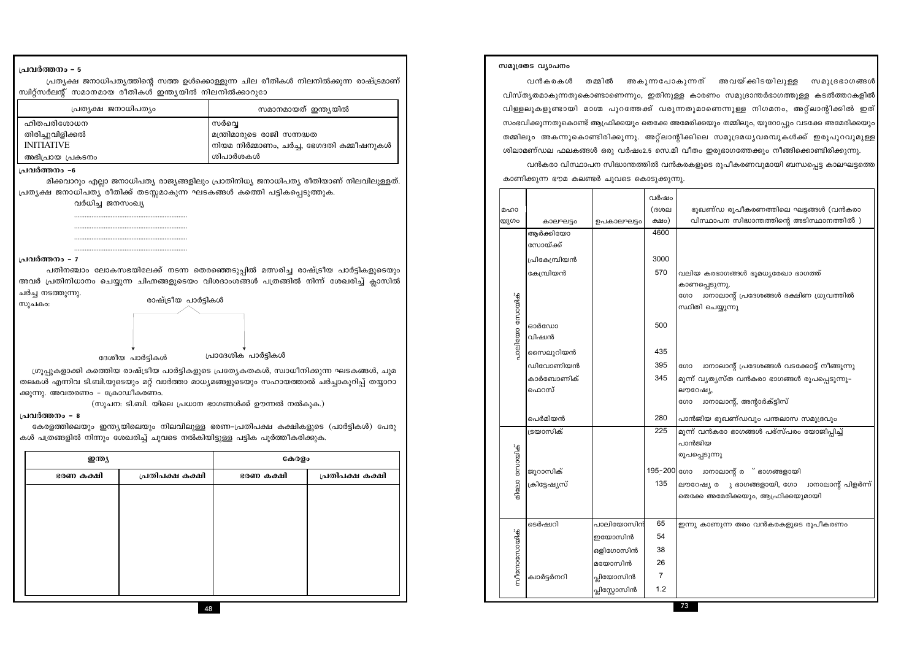## പ്രവർത്തനം – 5

പ്രത്യക്ഷ ജനാധിപത്യത്തിന്റെ സത്ത ഉൾക്കൊള്ളുന്ന ചില രീതികൾ നിലനിൽക്കുന്ന രാഷ്ട്രമാണ് സ്വിറ്റ്സർലന്റ് സമാനമായ രീതികൾ ഇന്ത്യയിൽ നിലനിൽക്കാറുണ്ടോ

| പ്രത്യക്ഷ ജനാധിപത്യം | സമാനമായത് ഇന്ത്യയിൽ |
|---|---|
| ഹിതപരിശോധന | സർവ്വെ |
| തിരിച്ചുവിളിക്കൽ | മന്ത്രിമാരുടെ രാജി സന്നദ്ധത |
| INITIATIVE | നിയമ നിർമ്മാണം, ചർച്ച, ഭേദഗതി കമ്മീഷനുകൾ |
| അഭിപ്രായ പ്രകടനം | ശിപാർശകൾ |

## പ്രവർത്തനം –6

മിക്കവാറും എല്ലാ ജനാധിപത്യ രാജ്യങ്ങളിലും പ്രാതിനിധ്യ ജനാധിപത്യ രീതിയാണ് നിലവിലുള്ളത്. പ്രത്യക്ഷ ജനാധിപത്യ രീതിക്ക് തടസ്സമാകുന്ന ഘടകങ്ങൾ കത്തെി പട്ടികപ്പെടുത്തുക.

വർധിച്ച ജനസംഖ്യ

...............................................................

...............................................................

...............................................................

...............................................................

## പ്രവർത്തനം – 7

പതിനഞ്ചാം ലോകസഭയിലേക്ക് നടന്ന തെരഞ്ഞെടുപ്പിൽ മത്സരിച്ച രാഷ്ട്രീയ പാർട്ടികളുടെയും അവർ പ്രതിനിധാനം ചെയ്യുന്ന ചിഹ്നങ്ങളുടെയും വിശദാംശങ്ങൾ പത്രങ്ങളിൽ നിന്ന് ശേഖരിച്ച് ക്ലാസിൽ ചർച്ച നടത്തുന്നു.

സൂചകം:

രാഷ്ട്രീയ പാർട്ടികൾ
- ദേശീയ പാർട്ടികൾ
- പ്രാദേശിക പാർട്ടികൾ

ഗ്രൂപ്പുകളാക്കി കത്തെിയ രാഷ്ട്രീയ പാർട്ടികളുടെ പ്രത്യേകതകൾ, സ്വാധീനിക്കുന്ന ഘടകങ്ങൾ, ചുമ തലകൾ എന്നിവ ടി.ബി.യുടെയും മറ്റ് വാർത്താ മാധ്യമങ്ങളുടെയും സഹായത്തോടെ ചർച്ചാകുറിപ്പ് തയ്യാറാക്കുന്നു. അവതരണം – ക്രോഡീകരണം.

(സൂചന: ടി.ബി. യിലെ പ്രധാന ഭാഗങ്ങൾക്ക് ഊന്നൽ നൽകുക.)

## പ്രവർത്തനം – 8

കേരളത്തിലെയും ഇന്ത്യയിലെയും നിലവിലുള്ള ഭരണ-പ്രതിപക്ഷ കക്ഷികളുടെ (പാർട്ടികൾ) പേരുകൾ പത്രങ്ങളിൽ നിന്നും ശേഖരിച്ച് ചുവടെ നൽകിയിട്ടുള്ള പട്ടിക പൂർത്തീകരിക്കുക.

| ഇന്ത്യ | | കേരളം | |
|---|---|---|---|
| ഭരണ കക്ഷി | പ്രതിപക്ഷ കക്ഷി | ഭരണ കക്ഷി | പ്രതിപക്ഷ കക്ഷി |
| | | | |

### സമുദ്രതട വ്യാപനം

വൻകരകൾ തമ്മിൽ അകന്നുപോകുന്നത് അവയ്ക്കിടയിലുള്ള സമുദ്രഭാഗങ്ങൾ വിസ്തൃതമാകുന്നതുകൊണ്ടാണെന്നും, ഇതിനുള്ള കാരണം സമുദ്രാന്തർഭാഗത്തുള്ള കടൽത്തറകളിൽ വിള്ളലുകളുണ്ടായി മാഗ്മ പുറത്തേക്ക് വരുന്നതുമാണെന്നുള്ള നിഗമനം, അറ്റ്ലാന്റിക്കിൽ ഇത് സംഭവിക്കുന്നതുകൊണ്ട് ആഫ്രിക്കയും തെക്കേ അമേരിക്കയും തമ്മിലും, യൂറോപ്പും വടക്കേ അമേരിക്കയും തമ്മിലും അകന്നുകൊണ്ടിരിക്കുന്നു. അറ്റ്ലാന്റിക്കിലെ സമുദ്രമധ്യവരമ്പുകൾക്ക് ഇരുപുറവുമുള്ള ശിലാമണ്ഡല ഫലകങ്ങൾ ഒരു വർഷം2.5 സെ.മി വീതം ഇരുഭാഗത്തേക്കും നീങ്ങിക്കൊണ്ടിരിക്കുന്നു.

വൻകരാ വിസ്ഥാപന സിദ്ധാന്തത്തിൽ വൻകരകളുടെ രൂപീകരണവുമായി ബന്ധപ്പെട്ട കാലഘട്ടത്തെ കാണിക്കുന്ന ഭൗമ കലണ്ടർ ചുവടെ കൊടുക്കുന്നു.

| മഹാ യുഗം | കാലഘട്ടം | ഉപകാലഘട്ടം | വർഷം (ദശലക്ഷം) | ഭൂഖണ്ഡ രൂപീകരണത്തിലെ ഘട്ടങ്ങൾ (വൻകരാ വിസ്ഥാപന സിദ്ധാന്തത്തിന്റെ അടിസ്ഥാനത്തിൽ ) |
|---|---|---|---|---|
| | ആർക്കിയോ സോയ്ക്ക് | | 4600 | |
| | പ്രികേമ്പ്രിയൻ | | 3000 | |
| പാലിയോ സോയിക് | കേമ്പ്രിയൻ | | 570 | വലിയ കരഭാഗങ്ങൾ ഭൂമധ്യരേഖാ ഭാഗത്ത് കാണപ്പെടുന്നു. ഗോ ൺദ്വാനാലാന്റ് പ്രദേശങ്ങൾ ദക്ഷിണ ധ്രുവത്തിൽ സ്ഥിതി ചെയ്യുന്നു |
| | ഓർഡോ വിഷൻ | | 500 | |
| | സൈലൂറിയൻ | | 435 | |
| | ഡിവോണിയൻ | | 395 | ഗോ ൺദ്വാനാലാന്റ് പ്രദേശങ്ങൾ വടക്കോട്ട് നീങ്ങുന്നു |
| | കാർബോണിക് ഫെറസ് | | 345 | മൂന്ന് വ്യത്യസ്ത വൻകരാ ഭാഗങ്ങൾ രൂപപ്പെടുന്നു- ലൗറേഷ്യ, ഗോ ൺദ്വാനാലാന്റ്, അന്റാർക്ട്ടിസ് |
| | പെർമിയൻ | | 280 | പാൻജിയ ഭൂഖണ്ഡവും പന്തലാസ സമുദ്രവും |
| മിസോ സോയിക് | ട്രയാസിക് | | 225 | മൂന്ന് വൻകരാ ഭാഗങ്ങൾ പരസ്പരം യോജിപ്പിച്ച് പാൻജിയ രൂപപ്പെടുന്നു |
| | ജൂറാസിക് | | 195-200 | ഗോ ൺദ്വാനാലാന്റ് ര ് ഭാഗങ്ങളായി |
| | ക്രിട്ടേഷ്യസ് | | 135 | ലൗറേഷ്യ ര ു ഭാഗങ്ങളായി, ഗോ ൺദ്വാനാലാന്റ് പിളർന്ന് തെക്കേ അമേരിക്കയും, ആഫ്രിക്കയുമായി |
| സീനോസോയിക് | ടെർഷ്യറി | പാലിയോസിൻ | 65 | ഇന്നു കാണുന്ന തരം വൻകരകളുടെ രൂപീകരണം |
| | | ഇയോസിൻ | 54 | |
| | | ഒളിഗോസിൻ | 38 | |
| | | മയോസിൻ | 26 | |
| | ക്വാർട്ടർനറി | പ്ലിയോസിൻ | 7 | |
| | | പ്ലിസ്റ്റോസിൻ | 1.2 | |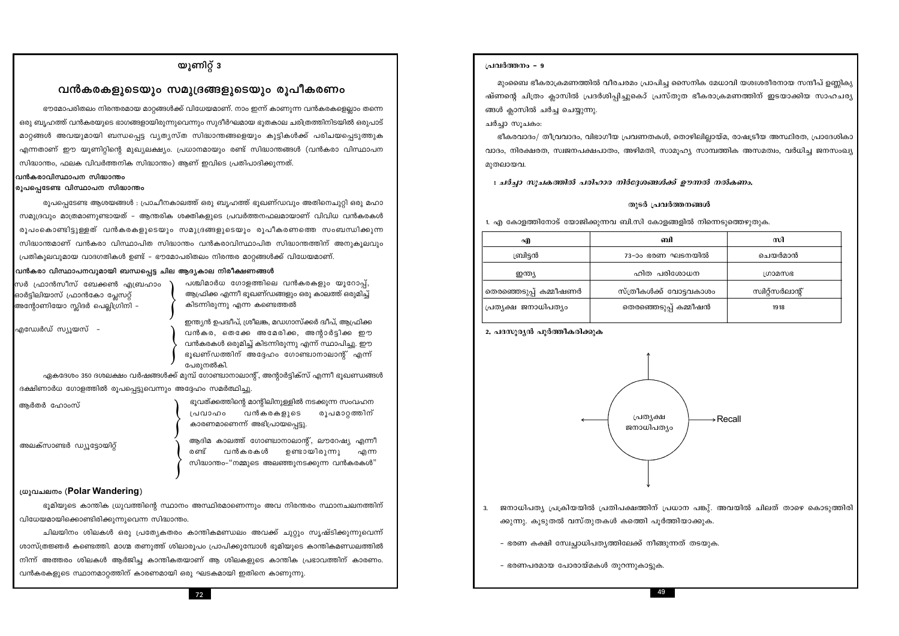# യൂണിറ്റ് 3

## വൻകരകളുടെയും സമുദ്രങ്ങളുടെയും രൂപീകരണം

ഭൗമോപരിതലം നിരന്തരമായ മാറ്റങ്ങൾക്ക് വിധേയമാണ്. നാം ഇന്ന് കാണുന്ന വൻകരകളെല്ലാം തന്നെ ഒരു ബൃഹത്ത് വൻകരയുടെ ഭാഗങ്ങളായിരുന്നുവെന്നും സുദീർഘമായ ഭൂതകാല ചരിത്രത്തിനിടയിൽ ഒരുപാട് മാറ്റങ്ങൾ അവയുമായി ബന്ധപ്പെട്ട വ്യത്യസ്ത സിദ്ധാന്തങ്ങളെയും കുട്ടികൾക്ക് പരിചയപ്പെടുത്തുക എന്നതാണ് ഈ യൂണിറ്റിന്റെ മുഖ്യലക്ഷ്യം. പ്രധാനമായും രണ്ട് സിദ്ധാന്തങ്ങൾ (വൻകരാ വിസ്ഥാപന സിദ്ധാന്തം, ഫലക വിവർത്തനിക സിദ്ധാന്തം) ആണ് ഇവിടെ പ്രതിപാദിക്കുന്നത്.

### വൻകരാവിസ്ഥാപന സിദ്ധാന്തം

### രൂപപ്പെടേണ്ട വിസ്ഥാപന സിദ്ധാന്തം

രൂപപ്പെടേണ്ട ആശയങ്ങൾ : പ്രാചീനകാലത്ത് ഒരു ബൃഹത്ത് ഭൂഖണ്ഡവും അതിനെചുറ്റി ഒരു മഹാ സമുദ്രവും മാത്രമാണുണ്ടായത് - ആന്തരിക ശക്തികളുടെ പ്രവർത്തനഫലമായാണ് വിവിധ വൻകരകൾ രൂപംകൊണ്ടിട്ടുള്ളത് വൻകരകളുടെയും സമുദ്രങ്ങളുടെയും രൂപീകരണത്തെ സംബന്ധിക്കുന്ന സിദ്ധാന്തമാണ് വൻകരാ വിസ്ഥാപിത സിദ്ധാന്തം വൻകരാവിസ്ഥാപിത സിദ്ധാന്തത്തിന് അനുകൂലവും പ്രതികൂലവുമായ വാദഗതികൾ ഉണ്ട് - ഭൗമോപരിതലം നിരന്തര മാറ്റങ്ങൾക്ക് വിധേയമാണ്.

### വൻകരാ വിസ്ഥാപനവുമായി ബന്ധപ്പെട്ട ചില ആദ്യകാല നിരീക്ഷണങ്ങൾ

സർ ഫ്രാൻസീസ് ബേക്കൺ എബ്രഹാം ഓർട്ടിലിയാസ് ഫ്രാൻകോ പ്ലേസറ്റ് അന്റോണിയോ സ്നിദർ പെല്ലിഗ്രിനി – പശ്ചിമാർധ ഗോളത്തിലെ വൻകരകളും യൂറോപ്പ്, ആഫ്രിക്ക എന്നീ ഭൂഖണ്ഡങ്ങളും ഒരു കാലത്ത് ഒരുമിച്ച് കിടന്നിരുന്നു എന്ന കണ്ടെത്തൽ

എഡ്വേർഡ് സ്യൂയസ് – ഇന്ത്യൻ ഉപദ്വീപ്, ശ്രീലങ്ക, മഡഗാസ്ക്കർ ദ്വീപ്, ആഫ്രിക്ക വൻകര, തെക്കേ അമേരിക്ക, അന്റാർട്ടിക്ക ഈ വൻകരകൾ ഒരുമിച്ച് കിടന്നിരുന്നു എന്ന് സ്ഥാപിച്ചു. ഈ ഭൂഖണ്ഡത്തിന് അദ്ദേഹം ഗോണ്ട്വാനാലാന്റ് എന്ന് പേരുനൽകി.

ഏകദേശം 350 ദശലക്ഷം വർഷങ്ങൾക്ക് മുമ്പ് ഗോണ്ട്വാനാലാന്റ്, അന്റാർട്ടിക്സ് എന്നീ ഭൂഖണ്ഡങ്ങൾ ദക്ഷിണാർധ ഗോളത്തിൽ രൂപപ്പെട്ടുവെന്നും അദ്ദേഹം സമർത്ഥിച്ചു.

ആർതർ ഹോംസ് – ഭൂവത്ക്കത്തിന്റെ മാന്റിലിനുള്ളിൽ നടക്കുന്ന സംവഹന പ്രവാഹം വൻകരകളുടെ രൂപമാറ്റത്തിന് കാരണമാണെന്ന് അഭിപ്രായപ്പെട്ടു.

അലക്സാണ്ടർ ഡ്യൂട്ടോയിറ്റ് – ആദിമ കാലത്ത് ഗോണ്ട്വാനാലാന്റ്, ലൗറേഷ്യ എന്നീ രണ്ട് വൻകരകൾ ഉണ്ടായിരുന്നു എന്ന സിദ്ധാന്തം-"നമ്മുടെ അലഞ്ഞുനടക്കുന്ന വൻകരകൾ"

### ധ്രുവചലനം (Polar Wandering)

ഭൂമിയുടെ കാന്തിക ധ്രുവത്തിന്റെ സ്ഥാനം അസ്ഥിരമാണെന്നും അവ നിരന്തരം സ്ഥാനചലനത്തിന് വിധേയമായിക്കൊണ്ടിരിക്കുന്നുവെന്ന സിദ്ധാന്തം.

ചിലയിനം ശിലകൾ ഒരു പ്രത്യേകതരം കാന്തികമണ്ഡലം അവക്ക് ചുറ്റും സൃഷ്ടിക്കുന്നുവെന്ന് ശാസ്ത്രജ്ഞർ കണ്ടെത്തി. മാഗ്മ തണുത്ത് ശിലാരൂപം പ്രാപിക്കുമ്പോൾ ഭൂമിയുടെ കാന്തികമണ്ഡലത്തിൽ നിന്ന് അത്തരം ശിലകൾ ആർജിച്ച കാന്തികതയാണ് ആ ശിലകളുടെ കാന്തിക പ്രഭാവത്തിന് കാരണം. വൻകരകളുടെ സ്ഥാനമാറ്റത്തിന് കാരണമായി ഒരു ഘടകമായി ഇതിനെ കാണുന്നു.

### പ്രവർത്തനം – 9

മുംബൈ ഭീകരാക്രമണത്തിൽ വീരചരമം പ്രാപിച്ച സൈനിക മേധാവി യശഃശരീരനായ സന്ദീപ് ഉണ്ണികൃഷ്ണന്റെ ചിത്രം ക്ലാസിൽ പ്രദർശിപ്പിച്ചുകൊ് പ്രസ്തുത ഭീകരാക്രമണത്തിന് ഇടയാക്കിയ സാഹചര്യങ്ങൾ ക്ലാസിൽ ചർച്ച ചെയ്യുന്നു.

ചർച്ചാ സൂചകം:

ഭീകരവാദം/ തീവ്രവാദം, വിഭാഗീയ പ്രവണതകൾ, തൊഴിലില്ലായ്മ, രാഷ്ട്രീയ അസ്ഥിരത, പ്രാദേശികാവാദം, നിരക്ഷരത, സ്വജനപക്ഷപാതം, അഴിമതി, സാമൂഹ്യ സാമ്പത്തിക അസമത്വം, വർധിച്ച ജനസംഖ്യ മുതലായവ.

*: ചർച്ചാ സൂചകത്തിൽ പരിഹാര നിർദ്ദേശങ്ങൾക്ക് ഊന്നൽ നൽകണം.*

### തുടർ പ്രവർത്തനങ്ങൾ

1. എ കോളത്തിനോട് യോജിക്കുന്നവ ബി.സി കോളങ്ങളിൽ നിന്നെടുത്തെഴുതുക.

| എ | ബി | സി |
|---|---|---|
| ബ്രിട്ടൻ | 73-ാം ഭരണ ഘടനയിൽ | ചെയർമാൻ |
| ഇന്ത്യ | ഹിത പരിശോധന | ഗ്രാമസഭ |
| തെരഞ്ഞെടുപ്പ് കമ്മീഷണർ | സ്ത്രീകൾക്ക് വോട്ടവകാശം | സ്വിറ്റ്സർലാന്റ് |
| പ്രത്യക്ഷ ജനാധിപത്യം | തെരഞ്ഞെടുപ്പ് കമ്മീഷൻ | 1918 |

2. പദസൂര്യൻ പൂർത്തീകരിക്കുക

(പ്രത്യക്ഷ ജനാധിപത്യം → Recall)

3. ജനാധിപത്യ പ്രക്രിയയിൽ പ്രതിപക്ഷത്തിന് പ്രധാന പങ്ക്. അവയിൽ ചിലത് താഴെ കൊടുത്തിരിക്കുന്നു. കൂടുതൽ വസ്തുതകൾ കത്തെി പൂർത്തിയാക്കുക.

- ഭരണ കക്ഷി സ്വേച്ഛാധിപത്യത്തിലേക്ക് നീങ്ങുന്നത് തടയുക.
- ഭരണപരമായ പോരായ്മകൾ തുറന്നുകാട്ടുക.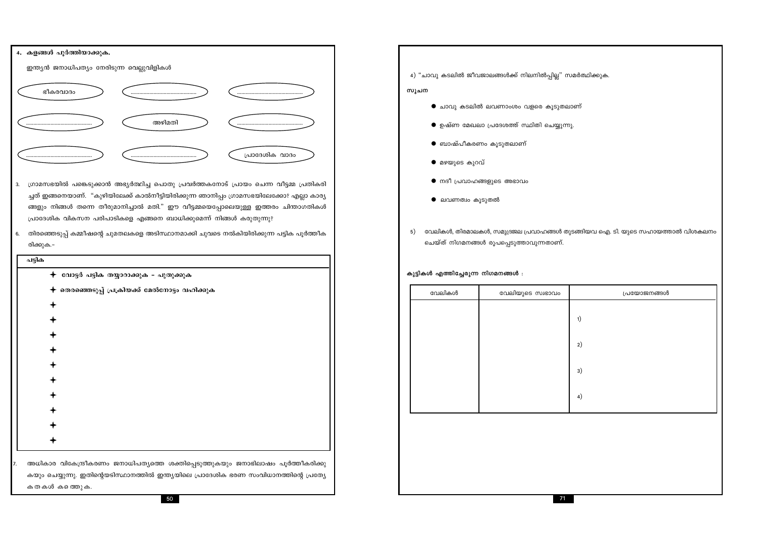**4. കളങ്ങൾ പൂർത്തിയാക്കുക.**

ഇന്ത്യൻ ജനാധിപത്യം നേരിടുന്ന വെല്ലുവിളികൾ

| | | |
|---|---|---|
| ഭീകരവാദം | .................................... | .................................... |
| .................................... | അഴിമതി | .................................... |
| .................................... | .................................... | പ്രാദേശിക വാദം |

3. ഗ്രാമസഭയിൽ പങ്കെടുക്കാൻ അഭ്യർത്ഥിച്ച പൊതു പ്രവർത്തകനോട് പ്രായം ചെന്ന വീട്ടമ്മ പ്രതികരിച്ചത് ഇങ്ങനെയാണ്. "കുഴിയിലേക്ക് കാൽനീട്ടിയിരിക്കുന്ന ഞാനിപ്പം ഗ്രാമസഭയിലേക്കോ? എല്ലാ കാര്യങ്ങളും നിങ്ങൾ തന്നെ തീരുമാനിച്ചാൽ മതി." ഈ വീട്ടമ്മയെപ്പോലെയുള്ള ഇത്തരം ചിന്താഗതികൾ പ്രാദേശിക വികസന പരിപാടികളെ എങ്ങനെ ബാധിക്കുമെന്ന് നിങ്ങൾ കരുതുന്നു?

6. തിരഞ്ഞെടുപ്പ് കമ്മീഷന്റെ ചുമതലകളെ അടിസ്ഥാനമാക്കി ചുവടെ നൽകിയിരിക്കുന്ന പട്ടിക പൂർത്തീകരിക്കുക.-

**പട്ടിക**

- **വോട്ടർ പട്ടിക തയ്യാറാക്കുക – പുതുക്കുക**
- **തെരഞ്ഞെടുപ്പ് പ്രക്രിയക്ക് മേൽനോട്ടം വഹിക്കുക**
-
-
-
-
-
-
-
-
-
-

7. അധികാര വികേന്ദ്രീകരണം ജനാധിപത്യത്തെ ശക്തിപ്പെടുത്തുകയും ജനാഭിലാഷം പൂർത്തീകരിക്കുകയും ചെയ്യുന്നു. ഇതിന്റെയടിസ്ഥാനത്തിൽ ഇന്ത്യയിലെ പ്രാദേശിക ഭരണ സംവിധാനത്തിന്റെ പ്രത്യേകതകൾ കണ്ടെത്തുക.

4) "ചാവു കടലിൽ ജീവജാലങ്ങൾക്ക് നിലനിൽപ്പില്ല" സമർത്ഥിക്കുക.

**സൂചന**

- ചാവു കടലിൽ ലവണാംശം വളരെ കൂടുതലാണ്
- ഉഷ്ണ മേഖലാ പ്രദേശത്ത് സ്ഥിതി ചെയ്യുന്നു.
- ബാഷ്പീകരണം കൂടുതലാണ്
- മഴയുടെ കുറവ്
- നദീ പ്രവാഹങ്ങളുടെ അഭാവം
- ലവണത്വം കൂടുതൽ

5) വേലികൾ, തിരമാലകൾ, സമുദ്രജല പ്രവാഹങ്ങൾ തുടങ്ങിയവ ഐ. ടി. യുടെ സഹായത്താൽ വിശകലനം ചെയ്ത് നിഗമനങ്ങൾ രൂപപ്പെടുത്താവുന്നതാണ്.

**കുട്ടികൾ എത്തിച്ചേരുന്ന നിഗമനങ്ങൾ :**

| വേലികൾ | വേലിയുടെ സ്വഭാവം | പ്രയോജനങ്ങൾ |
|---|---|---|
| | | 1) |
| | | 2) |
| | | 3) |
| | | 4) |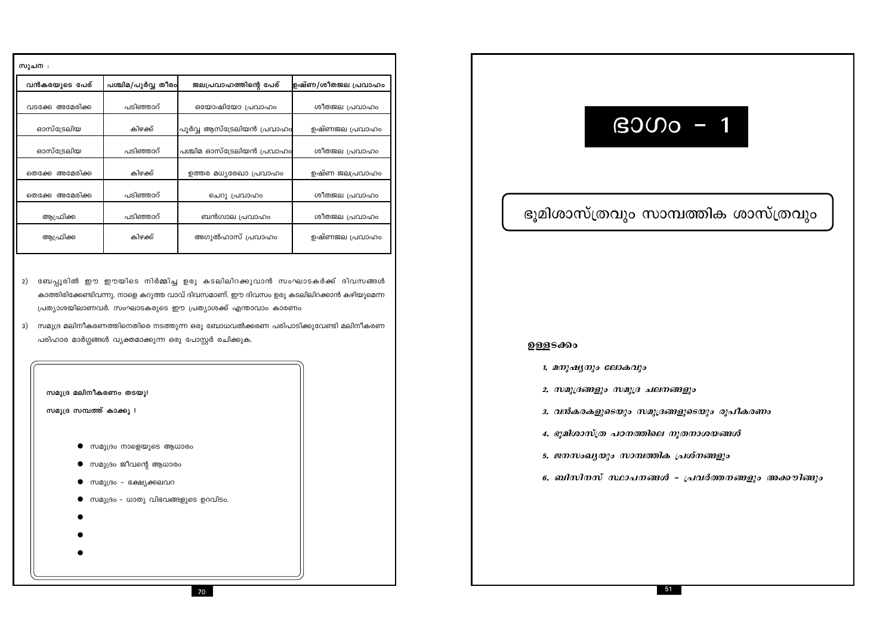സൂചന :

| വൻകരയുടെ പേര് | പശ്ചിമ/പൂർവ്വ തീരം | ജലപ്രവാഹത്തിന്റെ പേര് | ഉഷ്ണ/ശീതജല പ്രവാഹം |
|---|---|---|---|
| വടക്കേ അമേരിക്ക | പടിഞ്ഞാറ് | ഒയോഷിയോ പ്രവാഹം | ശീതജല പ്രവാഹം |
| ഓസ്ട്രേലിയ | കിഴക്ക് | പൂർവ്വ ആസ്ട്രേലിയൻ പ്രവാഹം | ഉഷ്ണജല പ്രവാഹം |
| ഓസ്ട്രേലിയ | പടിഞ്ഞാറ് | പശ്ചിമ ഓസ്ട്രേലിയൻ പ്രവാഹം | ശീതജല പ്രവാഹം |
| തെക്കേ അമേരിക്ക | കിഴക്ക് | ഉത്തര മധ്യരേഖാ പ്രവാഹം | ഉഷ്ണ ജലപ്രവാഹം |
| തെക്കേ അമേരിക്ക | പടിഞ്ഞാറ് | ചെറു പ്രവാഹം | ശീതജല പ്രവാഹം |
| ആഫ്രിക്ക | പടിഞ്ഞാറ് | ബൻഗ്വാല പ്രവാഹം | ശീതജല പ്രവാഹം |
| ആഫ്രിക്ക | കിഴക്ക് | അഗുൽഹാസ് പ്രവാഹം | ഉഷ്ണജല പ്രവാഹം |

2) ബേപ്പൂരിൽ ഈ ഈയിടെ നിർമ്മിച്ച ഉരു കടലിലിറക്കുവാൻ സംഘാടകർക്ക് ദിവസങ്ങൾ കാത്തിരിക്കേണ്ടിവന്നു. നാളെ കറുത്ത വാവ് ദിവസമാണ്. ഈ ദിവസം ഉരു കടലിലിറക്കാൻ കഴിയുമെന്ന പ്രത്യാശയിലാണവർ. സംഘാടകരുടെ ഈ പ്രത്യാശക്ക് എന്താവാം കാരണം

3) സമുദ്ര മലിനീകരണത്തിനെതിരെ നടത്തുന്ന ഒരു ബോധവൽക്കരണ പരിപാടിക്കുവേണ്ടി മലിനീകരണ പരിഹാര മാർഗ്ഗങ്ങൾ വ്യക്തമാക്കുന്ന ഒരു പോസ്റ്റർ രചിക്കുക.

സമുദ്ര മലിനീകരണം തടയൂ!

സമുദ്ര സമ്പത്ത് കാക്കൂ !

- സമുദ്രം നാളെയുടെ ആധാരം
- സമുദ്രം ജീവന്റെ ആധാരം
- സമുദ്രം - ഭക്ഷ്യക്കലവറ
- സമുദ്രം - ധാതു വിഭവങ്ങളുടെ ഉറവിടം.
- 
- 
- 

# ഭാഗം - 1

## ഭൂമിശാസ്ത്രവും സാമ്പത്തിക ശാസ്ത്രവും

**ഉള്ളടക്കം**

1. *മനുഷ്യനും ലോകവും*
2. *സമുദ്രങ്ങളും സമുദ്ര ചലനങ്ങളും*
3. *വൻകരകളുടെയും സമുദ്രങ്ങളുടെയും രൂപീകരണം*
4. *ഭൂമിശാസ്ത്ര പഠനത്തിലെ നൂതനാശയങ്ങൾ*
5. *ജനസംഖ്യയും സാമ്പത്തിക പ്രശ്നങ്ങളും*
6. *ബിസിനസ് സ്ഥാപനങ്ങൾ - പ്രവർത്തനങ്ങളും അക്കൗണ്ടും*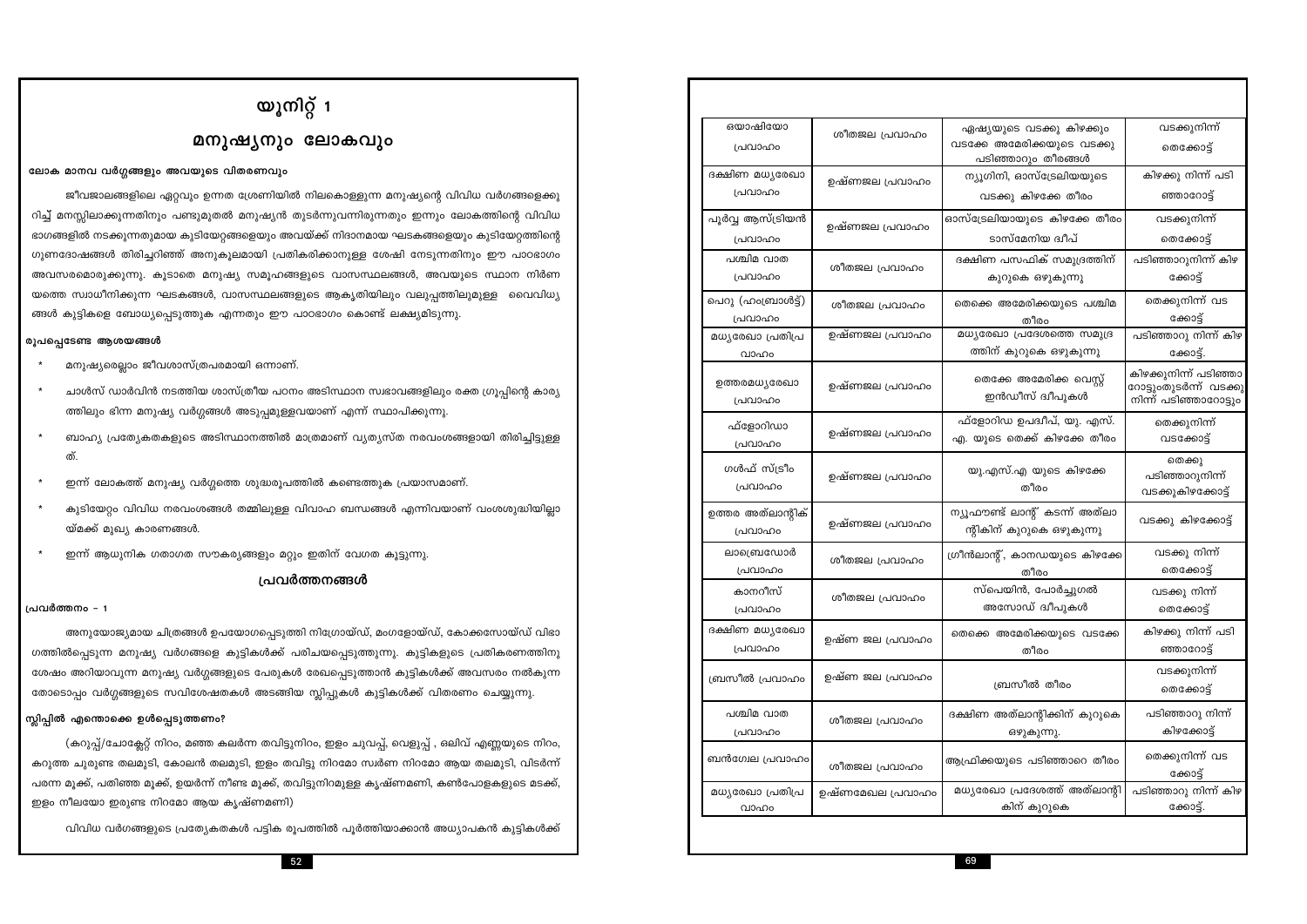# യൂനിറ്റ് 1

## മനുഷ്യനും ലോകവും

**ലോക മാനവ വർഗ്ഗങ്ങളും അവയുടെ വിതരണവും**

ജീവജാലങ്ങളിലെ ഏറ്റവും ഉന്നത ശ്രേണിയിൽ നിലകൊള്ളുന്ന മനുഷ്യന്റെ വിവിധ വർഗങ്ങളെക്കുറിച്ച് മനസ്സിലാക്കുന്നതിനും പണ്ടുമുതൽ മനുഷ്യൻ തുടർന്നുവന്നിരുന്നതും ഇന്നും ലോകത്തിന്റെ വിവിധ ഭാഗങ്ങളിൽ നടക്കുന്നതുമായ കുടിയേറ്റങ്ങളെയും അവയ്ക്ക് നിദാനമായ ഘടകങ്ങളെയും കുടിയേറ്റത്തിന്റെ ഗുണദോഷങ്ങൾ തിരിച്ചറിഞ്ഞ് അനുകൂലമായി പ്രതികരിക്കാനുള്ള ശേഷി നേടുന്നതിനും ഈ പാഠഭാഗം അവസരമൊരുക്കുന്നു. കൂടാതെ മനുഷ്യ സമൂഹങ്ങളുടെ വാസസ്ഥലങ്ങൾ, അവയുടെ സ്ഥാന നിർണയത്തെ സ്വാധീനിക്കുന്ന ഘടകങ്ങൾ, വാസസ്ഥലങ്ങളുടെ ആകൃതിയിലും വലുപ്പത്തിലുമുള്ള വൈവിധ്യങ്ങൾ കുട്ടികളെ ബോധ്യപ്പെടുത്തുക എന്നതും ഈ പാഠഭാഗം കൊണ്ട് ലക്ഷ്യമിടുന്നു.

**രൂപപ്പെടേണ്ട ആശയങ്ങൾ**

* മനുഷ്യരെല്ലാം ജീവശാസ്ത്രപരമായി ഒന്നാണ്.
* ചാൾസ് ഡാർവിൻ നടത്തിയ ശാസ്ത്രീയ പഠനം അടിസ്ഥാന സ്വഭാവങ്ങളിലും രക്ത ഗ്രൂപ്പിന്റെ കാര്യത്തിലും ഭിന്ന മനുഷ്യ വർഗ്ഗങ്ങൾ അടുപ്പമുള്ളവയാണ് എന്ന് സ്ഥാപിക്കുന്നു.
* ബാഹ്യ പ്രത്യേകതകളുടെ അടിസ്ഥാനത്തിൽ മാത്രമാണ് വ്യത്യസ്ത നരവംശങ്ങളായി തിരിച്ചിട്ടുള്ളത്.
* ഇന്ന് ലോകത്ത് മനുഷ്യ വർഗ്ഗത്തെ ശുദ്ധരൂപത്തിൽ കണ്ടെത്തുക പ്രയാസമാണ്.
* കുടിയേറ്റം വിവിധ നരവംശങ്ങൾ തമ്മിലുള്ള വിവാഹ ബന്ധങ്ങൾ എന്നിവയാണ് വംശശുദ്ധിയില്ലായ്മക്ക് മുഖ്യ കാരണങ്ങൾ.
* ഇന്ന് ആധുനിക ഗതാഗത സൗകര്യങ്ങളും മറ്റും ഇതിന് വേഗത കൂട്ടുന്നു.

### പ്രവർത്തനങ്ങൾ

**പ്രവർത്തനം – 1**

അനുയോജ്യമായ ചിത്രങ്ങൾ ഉപയോഗപ്പെടുത്തി നിഗ്രോയ്ഡ്, മംഗളോയ്ഡ്, കോക്കസോയ്ഡ് വിഭാഗത്തിൽപ്പെടുന്ന മനുഷ്യ വർഗ്ഗങ്ങളെ കുട്ടികൾക്ക് പരിചയപ്പെടുത്തുന്നു. കുട്ടികളുടെ പ്രതികരണത്തിനു ശേഷം അറിയാവുന്ന മനുഷ്യ വർഗ്ഗങ്ങളുടെ പേരുകൾ രേഖപ്പെടുത്താൻ കുട്ടികൾക്ക് അവസരം നൽകുന്ന തോടൊപ്പം വർഗ്ഗങ്ങളുടെ സവിശേഷതകൾ അടങ്ങിയ സ്ലിപ്പുകൾ കുട്ടികൾക്ക് വിതരണം ചെയ്യുന്നു.

**സ്ലിപ്പിൽ എന്തൊക്കെ ഉൾപ്പെടുത്തണം?**

(കറുപ്പ്/ചോക്ലേറ്റ് നിറം, മഞ്ഞ കലർന്ന തവിട്ടുനിറം, ഇളം ചുവപ്പ്, വെളുപ്പ് , ഒലിവ് എണ്ണയുടെ നിറം, കറുത്ത ചുരുണ്ട തലമുടി, കോലൻ തലമുടി, ഇളം തവിട്ടു നിറമോ സ്വർണ നിറമോ ആയ തലമുടി, വിടർന്ന് പരന്ന മൂക്ക്, പതിഞ്ഞ മൂക്ക്, ഉയർന്ന് നീണ്ട മൂക്ക്, തവിട്ടുനിറമുള്ള കൃഷ്ണമണി, കൺപോളകളുടെ മടക്ക്, ഇളം നീലയോ ഇരുണ്ട നിറമോ ആയ കൃഷ്ണമണി)

വിവിധ വർഗങ്ങളുടെ പ്രത്യേകതകൾ പട്ടിക രൂപത്തിൽ പൂർത്തിയാക്കാൻ അധ്യാപകൻ കുട്ടികൾക്ക്

| | | | |
|---|---|---|---|
| ഒയാഷിയോ പ്രവാഹം | ശീതജല പ്രവാഹം | ഏഷ്യയുടെ വടക്കു കിഴക്കും വടക്കേ അമേരിക്കയുടെ വടക്കു പടിഞ്ഞാറും തീരങ്ങൾ | വടക്കുനിന്ന് തെക്കോട്ട് |
| ദക്ഷിണ മധ്യരേഖാ പ്രവാഹം | ഉഷ്ണജല പ്രവാഹം | ന്യൂഗിനി, ഓസ്ട്രേലിയയുടെ വടക്കു കിഴക്കേ തീരം | കിഴക്കു നിന്ന് പടിഞ്ഞാറോട്ട് |
| പൂർവ്വ ആസ്ട്രിയൻ പ്രവാഹം | ഉഷ്ണജല പ്രവാഹം | ഓസ്ട്രേലിയായുടെ കിഴക്കേ തീരം ടാസ്മേനിയ ദ്വീപ് | വടക്കുനിന്ന് തെക്കോട്ട് |
| പശ്ചിമ വാത പ്രവാഹം | ശീതജല പ്രവാഹം | ദക്ഷിണ പസഫിക് സമുദ്രത്തിന് കുറുകെ ഒഴുകുന്നു | പടിഞ്ഞാറുനിന്ന് കിഴക്കോട്ട് |
| പെറു (ഹംബ്രോൾട്ട്) പ്രവാഹം | ശീതജല പ്രവാഹം | തെക്കെ അമേരിക്കയുടെ പശ്ചിമ തീരം | തെക്കുനിന്ന് വടക്കോട്ട് |
| മധ്യരേഖാ പ്രതിപ്രവാഹം | ഉഷ്ണജല പ്രവാഹം | മധ്യരേഖാ പ്രദേശത്തെ സമുദ്രത്തിന് കുറുകെ ഒഴുകുന്നു | പടിഞ്ഞാറു നിന്ന് കിഴക്കോട്ട്. |
| ഉത്തരമധ്യരേഖാ പ്രവാഹം | ഉഷ്ണജല പ്രവാഹം | തെക്കേ അമേരിക്ക വെസ്റ്റ് ഇൻഡീസ് ദ്വീപുകൾ | കിഴക്കുനിന്ന് പടിഞ്ഞാറോട്ടുംതുടർന്ന് വടക്കു നിന്ന് പടിഞ്ഞാറോട്ടും |
| ഫ്ളോറിഡാ പ്രവാഹം | ഉഷ്ണജല പ്രവാഹം | ഫ്ളോറിഡ ഉപദ്വീപ്, യു. എസ്. എ. യുടെ തെക്ക് കിഴക്കേ തീരം | തെക്കുനിന്ന് വടക്കോട്ട് |
| ഗൾഫ് സ്ട്രീം പ്രവാഹം | ഉഷ്ണജല പ്രവാഹം | യു.എസ്.എ യുടെ കിഴക്കേ തീരം | തെക്കു പടിഞ്ഞാറുനിന്ന് വടക്കുകിഴക്കോട്ട് |
| ഉത്തര അത്ലാന്റിക് പ്രവാഹം | ഉഷ്ണജല പ്രവാഹം | ന്യൂഫൗണ്ട് ലാന്റ് കടന്ന് അത്ലാന്റിക്ന് കുറുകെ ഒഴുകുന്നു | വടക്കു കിഴക്കോട്ട് |
| ലാബ്രഡോർ പ്രവാഹം | ശീതജല പ്രവാഹം | ഗ്രീൻലാന്റ്, കാനഡയുടെ കിഴക്കേ തീരം | വടക്കു നിന്ന് തെക്കോട്ട് |
| കാനറീസ് പ്രവാഹം | ശീതജല പ്രവാഹം | സ്പെയിൻ, പോർച്ചുഗൽ അസോഡ് ദ്വീപുകൾ | വടക്കു നിന്ന് തെക്കോട്ട് |
| ദക്ഷിണ മധ്യരേഖാ പ്രവാഹം | ഉഷ്ണ ജല പ്രവാഹം | തെക്കെ അമേരിക്കയുടെ വടക്കേ തീരം | കിഴക്കു നിന്ന് പടിഞ്ഞാറോട്ട് |
| ബ്രസീൽ പ്രവാഹം | ഉഷ്ണ ജല പ്രവാഹം | ബ്രസീൽ തീരം | വടക്കുനിന്ന് തെക്കോട്ട് |
| പശ്ചിമ വാത പ്രവാഹം | ശീതജല പ്രവാഹം | ദക്ഷിണ അത്ലാന്റിക്കിന് കുറുകെ ഒഴുകുന്നു. | പടിഞ്ഞാറു നിന്ന് കിഴക്കോട്ട് |
| ബൻഗ്വേല പ്രവാഹം | ശീതജല പ്രവാഹം | ആഫ്രിക്കയുടെ പടിഞ്ഞാറെ തീരം | തെക്കുനിന്ന് വടക്കോട്ട് |
| മധ്യരേഖാ പ്രതിപ്രവാഹം | ഉഷ്ണമേഖല പ്രവാഹം | മധ്യരേഖാ പ്രദേശത്ത് അത്ലാന്റിക്ന് കുറുകെ | പടിഞ്ഞാറു നിന്ന് കിഴക്കോട്ട്. |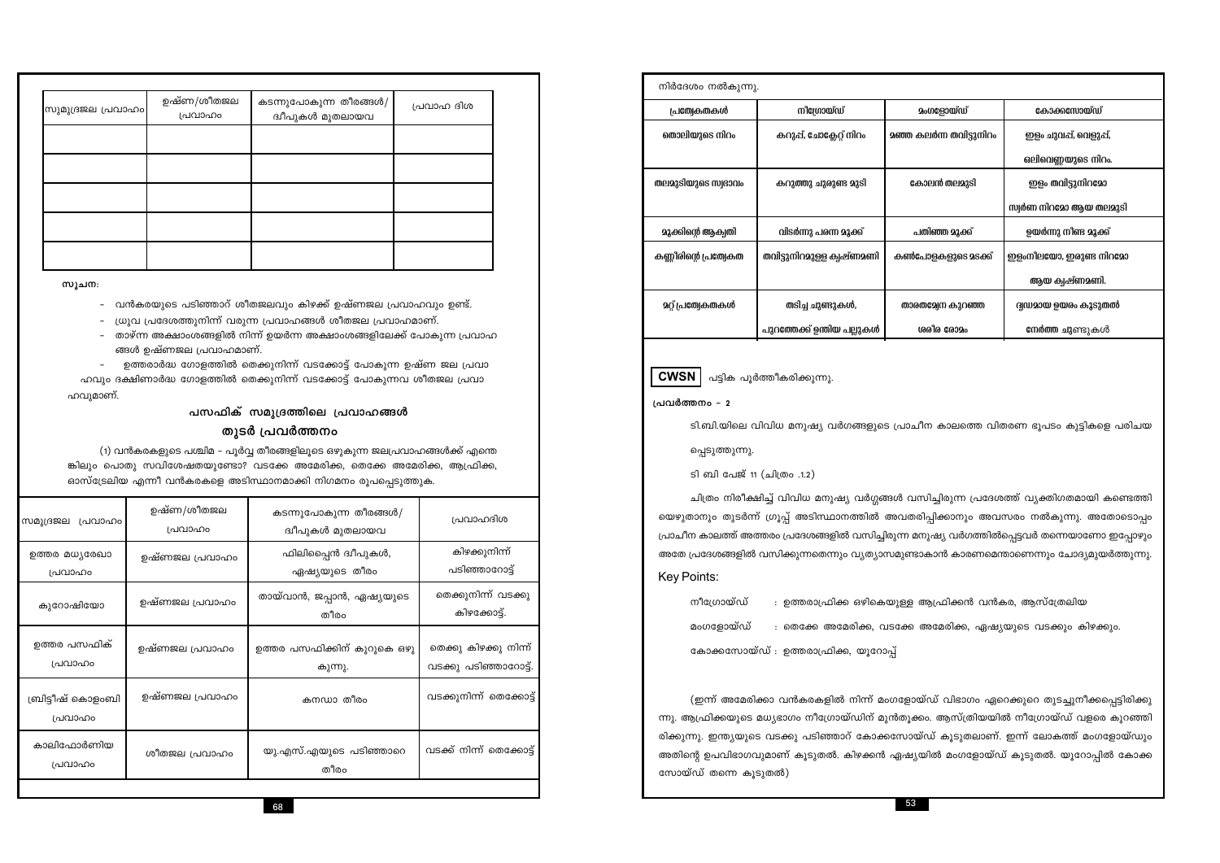| സമുദ്രജല പ്രവാഹം | ഉഷ്ണ/ശീതജല പ്രവാഹം | കടന്നുപോകുന്ന തീരങ്ങൾ/ ദ്വീപുകൾ മുതലായവ | പ്രവാഹ ദിശ |
|---|---|---|---|
| | | | |
| | | | |
| | | | |
| | | | |
| | | | |

സൂചന:

- വൻകരയുടെ പടിഞ്ഞാറ് ശീതജലവും കിഴക്ക് ഉഷ്ണജല പ്രവാഹവും ഉണ്ട്.
- ധ്രുവ പ്രദേശത്തുനിന്ന് വരുന്ന പ്രവാഹങ്ങൾ ശീതജല പ്രവാഹമാണ്.
- താഴ്ന്ന അക്ഷാംശങ്ങളിൽ നിന്ന് ഉയർന്ന അക്ഷാംശങ്ങളിലേക്ക് പോകുന്ന പ്രവാഹങ്ങൾ ഉഷ്ണജല പ്രവാഹമാണ്.
- ഉത്തരാർദ്ധ ഗോളത്തിൽ തെക്കുനിന്ന് വടക്കോട്ട് പോകുന്ന ഉഷ്ണ ജല പ്രവാഹവും ദക്ഷിണാർദ്ധ ഗോളത്തിൽ തെക്കുനിന്ന് വടക്കോട്ട് പോകുന്നവ ശീതജല പ്രവാഹവുമാണ്.

## പസഫിക് സമുദ്രത്തിലെ പ്രവാഹങ്ങൾ

### തുടർ പ്രവർത്തനം

(1) വൻകരകളുടെ പശ്ചിമ - പൂർവ്വ തീരങ്ങളിലൂടെ ഒഴുകുന്ന ജലപ്രവാഹങ്ങൾക്ക് എന്തെങ്കിലും പൊതു സവിശേഷതയുണ്ടോ? വടക്കേ അമേരിക്ക, തെക്കേ അമേരിക്ക, ആഫ്രിക്ക, ഓസ്ട്രേലിയ എന്നീ വൻകരകളെ അടിസ്ഥാനമാക്കി നിഗമനം രൂപപ്പെടുത്തുക.

| സമുദ്രജല പ്രവാഹം | ഉഷ്ണ/ശീതജല പ്രവാഹം | കടന്നുപോകുന്ന തീരങ്ങൾ/ ദ്വീപുകൾ മുതലായവ | പ്രവാഹദിശ |
|---|---|---|---|
| ഉത്തര മധ്യരേഖാ പ്രവാഹം | ഉഷ്ണജല പ്രവാഹം | ഫിലിപ്പൈൻ ദ്വീപുകൾ, ഏഷ്യയുടെ തീരം | കിഴക്കുനിന്ന് പടിഞ്ഞാറോട്ട് |
| കുറോഷിയോ | ഉഷ്ണജല പ്രവാഹം | തായ്‌വാൻ, ജപ്പാൻ, ഏഷ്യയുടെ തീരം | തെക്കുനിന്ന് വടക്കു കിഴക്കോട്ട്. |
| ഉത്തര പസഫിക് പ്രവാഹം | ഉഷ്ണജല പ്രവാഹം | ഉത്തര പസഫിക്കിന് കുറുകെ ഒഴുകുന്നു. | തെക്കു കിഴക്കു നിന്ന് വടക്കു പടിഞ്ഞാറോട്ട്. |
| ബ്രിട്ടീഷ് കൊളംബിയ പ്രവാഹം | ഉഷ്ണജല പ്രവാഹം | കനഡാ തീരം | വടക്കുനിന്ന് തെക്കോട്ട് |
| കാലിഫോർണിയ പ്രവാഹം | ശീതജല പ്രവാഹം | യു.എസ്.എയുടെ പടിഞ്ഞാറെ തീരം | വടക്ക് നിന്ന് തെക്കോട്ട് |

നിർദേശം നൽകുന്നു.

| പ്രത്യേകതകൾ | നീഗ്രോയ്ഡ് | മംഗളോയ്ഡ് | കോക്കസോയ്ഡ് |
|---|---|---|---|
| തൊലിയുടെ നിറം | കറുപ്പ്, ചോക്ലേറ്റ് നിറം | മഞ്ഞ കലർന്ന തവിട്ടുനിറം | ഇളം ചുവപ്പ്, വെളുപ്പ്, ഒലിവെണ്ണയുടെ നിറം. |
| തലമുടിയുടെ സ്വഭാവം | കറുത്തു ചുരുണ്ട മുടി | കോലൻ തലമുടി | ഇളം തവിട്ടുനിറമോ സ്വർണ നിറമോ ആയ തലമുടി |
| മൂക്കിന്റെ ആകൃതി | വിടർന്നു പരന്ന മൂക്ക് | പതിഞ്ഞ മൂക്ക് | ഉയർന്നു നീണ്ട മൂക്ക് |
| കണ്ണിന്റെ പ്രത്യേകത | തവിട്ടുനിറമുള്ള കൃഷ്ണമണി | കൺപോളകളുടെ മടക്ക് | ഇളംനീലയോ, ഇരുണ്ട നിറമോ ആയ കൃഷ്ണമണി. |
| മറ്റ് പ്രത്യേകതകൾ | തടിച്ച ചുണ്ടുകൾ, പുറത്തേക്ക് ഉന്തിയ പല്ലുകൾ | താരതമ്യേന കുറഞ്ഞ ശരീര രോമം | ദൃഢമായ ഉയരം കൂടുതൽ നേർത്ത ചുണ്ടുകൾ |

**CWSN** പട്ടിക പൂർത്തീകരിക്കുന്നു.

**പ്രവർത്തനം - 2**

ടി.ബി.യിലെ വിവിധ മനുഷ്യ വർഗങ്ങളുടെ പ്രാചീന കാലത്തെ വിതരണ ഭൂപടം കുട്ടികളെ പരിചയപ്പെടുത്തുന്നു.

ടി ബി പേജ് 11 (ചിത്രം .1.2)

ചിത്രം നിരീക്ഷിച്ച് വിവിധ മനുഷ്യ വർഗ്ഗങ്ങൾ വസിച്ചിരുന്ന പ്രദേശത്ത് വ്യക്തിഗതമായി കണ്ടെത്തിയെഴുതാനും തുടർന്ന് ഗ്രൂപ്പ് അടിസ്ഥാനത്തിൽ അവതരിപ്പിക്കാനും അവസരം നൽകുന്നു. അതോടൊപ്പം പ്രാചീന കാലത്ത് അത്തരം പ്രദേശങ്ങളിൽ വസിച്ചിരുന്ന മനുഷ്യ വർഗത്തിൽപ്പെട്ടവർ തന്നെയാണോ ഇപ്പോഴും അതേ പ്രദേശങ്ങളിൽ വസിക്കുന്നതെന്നും വ്യത്യാസമുണ്ടാകാൻ കാരണമെന്താണെന്നും ചോദ്യമുയർത്തുന്നു.

Key Points:

നീഗ്രോയ്ഡ് : ഉത്തരാഫ്രിക്ക ഒഴികെയുള്ള ആഫ്രിക്കൻ വൻകര, ആസ്ത്രേലിയ

മംഗളോയ്ഡ് : തെക്കേ അമേരിക്ക, വടക്കേ അമേരിക്ക, ഏഷ്യയുടെ വടക്കും കിഴക്കും.

കോക്കസോയ്ഡ് : ഉത്തരാഫ്രിക്ക, യൂറോപ്പ്

(ഇന്ന് അമേരിക്കാ വൻകരകളിൽ നിന്ന് മംഗളോയ്ഡ് വിഭാഗം ഏറെക്കുറെ തുടച്ചുനീക്കപ്പെട്ടിരിക്കുന്നു. ആഫ്രിക്കയുടെ മധ്യഭാഗം നീഗ്രോയ്ഡിന് മുൻതൂക്കം. ആസ്ത്രിയയിൽ നീഗ്രോയ്ഡ് വളരെ കുറഞ്ഞിരിക്കുന്നു. ഇന്ത്യയുടെ വടക്കു പടിഞ്ഞാറ് കോക്കസോയ്ഡ് കൂടുതലാണ്. ഇന്ന് ലോകത്ത് മംഗളോയ്ഡും അതിന്റെ ഉപവിഭാഗവുമാണ് കൂടുതൽ. കിഴക്കൻ ഏഷ്യയിൽ മംഗളോയ്ഡ് കൂടുതൽ. യൂറോപ്പിൽ കോക്കസോയ്ഡ് തന്നെ കൂടുതൽ)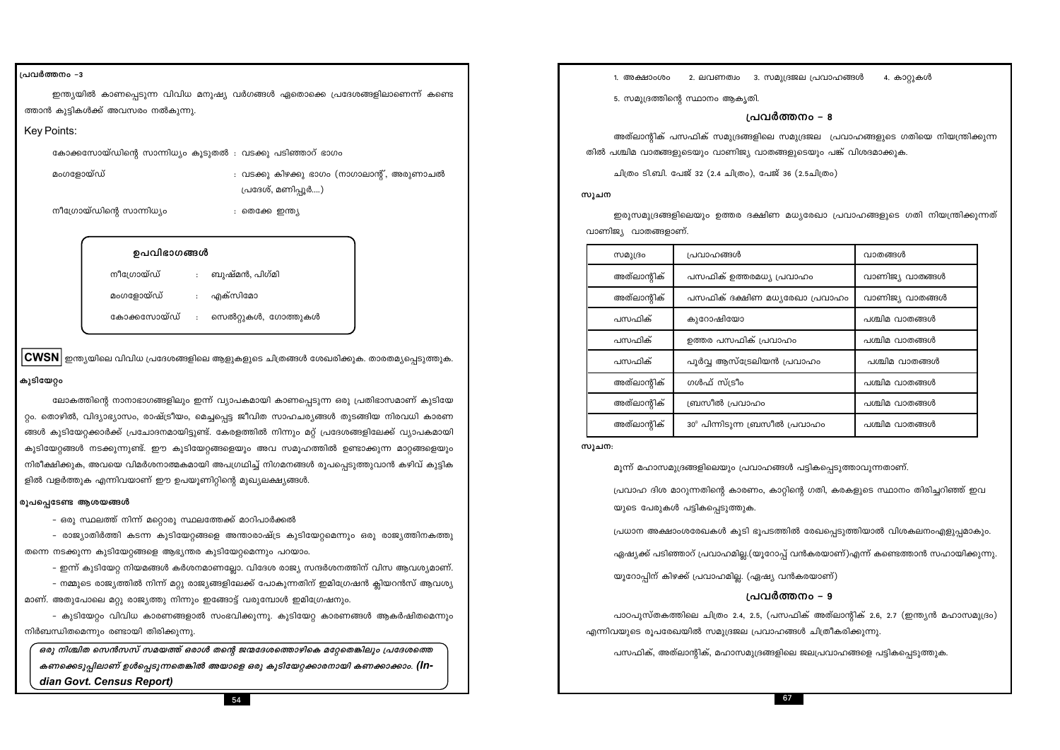## പ്രവർത്തനം -3

ഇന്ത്യയിൽ കാണപ്പെടുന്ന വിവിധ മനുഷ്യ വർഗങ്ങൾ ഏതൊക്കെ പ്രദേശങ്ങളിലാണെന്ന് കണ്ടെത്താൻ കുട്ടികൾക്ക് അവസരം നൽകുന്നു.

Key Points:

കോക്കസോയ്ഡിന്റെ സാന്നിധ്യം കൂടുതൽ : വടക്കു പടിഞ്ഞാറ് ഭാഗം

മംഗളോയ്ഡ് : വടക്കു കിഴക്കു ഭാഗം (നാഗാലാന്റ്, അരുണാചൽ പ്രദേശ്, മണിപ്പൂർ....)

നീഗ്രോയ്ഡിന്റെ സാന്നിധ്യം : തെക്കേ ഇന്ത്യ

**ഉപവിഭാഗങ്ങൾ**

നീഗ്രോയ്ഡ് : ബുഷ്മൻ, പിഗ്മി

മംഗളോയ്ഡ് : എക്സിമോ

കോക്കസോയ്ഡ് : സെൽറ്റുകൾ, ഗോത്തുകൾ

**CWSN** ഇന്ത്യയിലെ വിവിധ പ്രദേശങ്ങളിലെ ആളുകളുടെ ചിത്രങ്ങൾ ശേഖരിക്കുക. താരതമ്യപ്പെടുത്തുക.

### കുടിയേറ്റം

ലോകത്തിന്റെ നാനാഭാഗങ്ങളിലും ഇന്ന് വ്യാപകമായി കാണപ്പെടുന്ന ഒരു പ്രതിഭാസമാണ് കുടിയേറ്റം. തൊഴിൽ, വിദ്യാഭ്യാസം, രാഷ്ട്രീയം, മെച്ചപ്പെട്ട ജീവിത സാഹചര്യങ്ങൾ തുടങ്ങിയ നിരവധി കാരണങ്ങൾ കുടിയേറ്റക്കാർക്ക് പ്രചോദനമായിട്ടുണ്ട്. കേരളത്തിൽ നിന്നും മറ്റ് പ്രദേശങ്ങളിലേക്ക് വ്യാപകമായി കുടിയേറ്റങ്ങൾ നടക്കുന്നുണ്ട്. ഈ കുടിയേറ്റങ്ങളെയും അവ സമൂഹത്തിൽ ഉണ്ടാക്കുന്ന മാറ്റങ്ങളെയും നിരീക്ഷിക്കുക, അവയെ വിമർശനാത്മകമായി അപഗ്രഥിച്ച് നിഗമനങ്ങൾ രൂപപ്പെടുത്തുവാൻ കഴിവ് കുട്ടികളിൽ വളർത്തുക എന്നിവയാണ് ഈ ഉപയൂണിറ്റിന്റെ മുഖ്യലക്ഷ്യങ്ങൾ.

### രൂപപ്പെടേണ്ട ആശയങ്ങൾ

- ഒരു സ്ഥലത്ത് നിന്ന് മറ്റൊരു സ്ഥലത്തേക്ക് മാറിപാർക്കൽ
- രാജ്യാതിർത്തി കടന്ന കുടിയേറ്റങ്ങളെ അന്താരാഷ്ട്ര കുടിയേറ്റമെന്നും ഒരു രാജ്യത്തിനകത്തു തന്നെ നടക്കുന്ന കുടിയേറ്റങ്ങളെ ആഭ്യന്തര കുടിയേറ്റമെന്നും പറയാം.
- ഇന്ന് കുടിയേറ്റ നിയമങ്ങൾ കർശനമാണല്ലോ. വിദേശ രാജ്യ സന്ദർശനത്തിന് വിസ ആവശ്യമാണ്.
- നമ്മുടെ രാജ്യത്തിൽ നിന്ന് മറ്റ രാജ്യങ്ങളിലേക്ക് പോകുന്നതിന് ഇമിഗ്രേഷൻ ക്ലിയറൻസ് ആവശ്യമാണ്. അതുപോലെ മറ്റു രാജ്യത്തു നിന്നും ഇങ്ങോട്ട് വരുമ്പോൾ ഇമിഗ്രേഷനും.
- കുടിയേറ്റം വിവിധ കാരണങ്ങളാൽ സംഭവിക്കുന്നു. കുടിയേറ്റ കാരണങ്ങൾ ആകർഷിതമെന്നും നിർബന്ധിതമെന്നും രണ്ടായി തിരിക്കുന്നു.

***ഒരു നിശ്ചിത സെൻസസ് സമയത്ത് ഒരാൾ തന്റെ ജന്മദേശത്തൊഴികെ മറ്റേതെങ്കിലും പ്രദേശത്തെ കണക്കെടുപ്പിലാണ് ഉൾപ്പെടുന്നതെങ്കിൽ അയാളെ ഒരു കുടിയേറ്റക്കാരനായി കണക്കാക്കാം. (Indian Govt. Census Report)***

1. അക്ഷാംശം 2. ലവണത്വം 3. സമുദ്രജല പ്രവാഹങ്ങൾ 4. കാറ്റുകൾ

5. സമുദ്രത്തിന്റെ സ്ഥാനം ആകൃതി.

## പ്രവർത്തനം – 8

അത്‌ലാന്റിക് പസഫിക് സമുദ്രങ്ങളിലെ സമുദ്രജല പ്രവാഹങ്ങളുടെ ഗതിയെ നിയന്ത്രിക്കുന്നതിൽ പശ്ചിമ വാതങ്ങളുടെയും വാണിജ്യ വാതങ്ങളുടെയും പങ്ക് വിശദമാക്കുക.

ചിത്രം ടി.ബി. പേജ് 32 (2.4 ചിത്രം), പേജ് 36 (2.5ചിത്രം)

**സൂചന**

ഇരുസമുദ്രങ്ങളിലെയും ഉത്തര ദക്ഷിണ മധ്യരേഖാ പ്രവാഹങ്ങളുടെ ഗതി നിയന്ത്രിക്കുന്നത് വാണിജ്യ വാതങ്ങളാണ്.

| സമുദ്രം | പ്രവാഹങ്ങൾ | വാതങ്ങൾ |
|---|---|---|
| അത്‌ലാന്റിക് | പസഫിക് ഉത്തരമധ്യ പ്രവാഹം | വാണിജ്യ വാതങ്ങൾ |
| അത്‌ലാന്റിക് | പസഫിക് ദക്ഷിണ മധ്യരേഖാ പ്രവാഹം | വാണിജ്യ വാതങ്ങൾ |
| പസഫിക് | കുറോഷിയോ | പശ്ചിമ വാതങ്ങൾ |
| പസഫിക് | ഉത്തര പസഫിക് പ്രവാഹം | പശ്ചിമ വാതങ്ങൾ |
| പസഫിക് | പൂർവ്വ ആസ്ട്രേലിയൻ പ്രവാഹം | പശ്ചിമ വാതങ്ങൾ |
| അത്‌ലാന്റിക് | ഗൾഫ് സ്ട്രീം | പശ്ചിമ വാതങ്ങൾ |
| അത്‌ലാന്റിക് | ബ്രസീൽ പ്രവാഹം | പശ്ചിമ വാതങ്ങൾ |
| അത്‌ലാന്റിക് | 30° പിന്നിടുന്ന ബ്രസീൽ പ്രവാഹം | പശ്ചിമ വാതങ്ങൾ |

**സൂചന:**

മൂന്ന് മഹാസമുദ്രങ്ങളിലെയും പ്രവാഹങ്ങൾ പട്ടികപ്പെടുത്താവുന്നതാണ്.

പ്രവാഹ ദിശ മാറുന്നതിന്റെ കാരണം, കാറ്റിന്റെ ഗതി, കരകളുടെ സ്ഥാനം തിരിച്ചറിഞ്ഞ് ഇവയുടെ പേരുകൾ പട്ടികപ്പെടുത്തുക.

പ്രധാന അക്ഷാംശരേഖകൾ കൂടി ഭൂപടത്തിൽ രേഖപ്പെടുത്തിയാൽ വിശകലനംഎളുപ്പമാകും.

ഏഷ്യക്ക് പടിഞ്ഞാറ് പ്രവാഹമില്ല.(യൂറോപ്പ് വൻകരയാണ്)എന്ന് കണ്ടെത്താൻ സഹായിക്കുന്നു.

യൂറോപ്പിന് കിഴക്ക് പ്രവാഹമില്ല. (ഏഷ്യ വൻകരയാണ്)

## പ്രവർത്തനം – 9

പാഠപുസ്തകത്തിലെ ചിത്രം 2.4, 2.5, (പസഫിക് അത്‌ലാന്റിക് 2.6, 2.7 (ഇന്ത്യൻ മഹാസമുദ്രം) എന്നിവയുടെ രൂപരേഖയിൽ സമുദ്രജല പ്രവാഹങ്ങൾ ചിത്രീകരിക്കുന്നു.

പസഫിക്, അത്‌ലാന്റിക്, മഹാസമുദ്രങ്ങളിലെ ജലപ്രവാഹങ്ങളെ പട്ടികപ്പെടുത്തുക.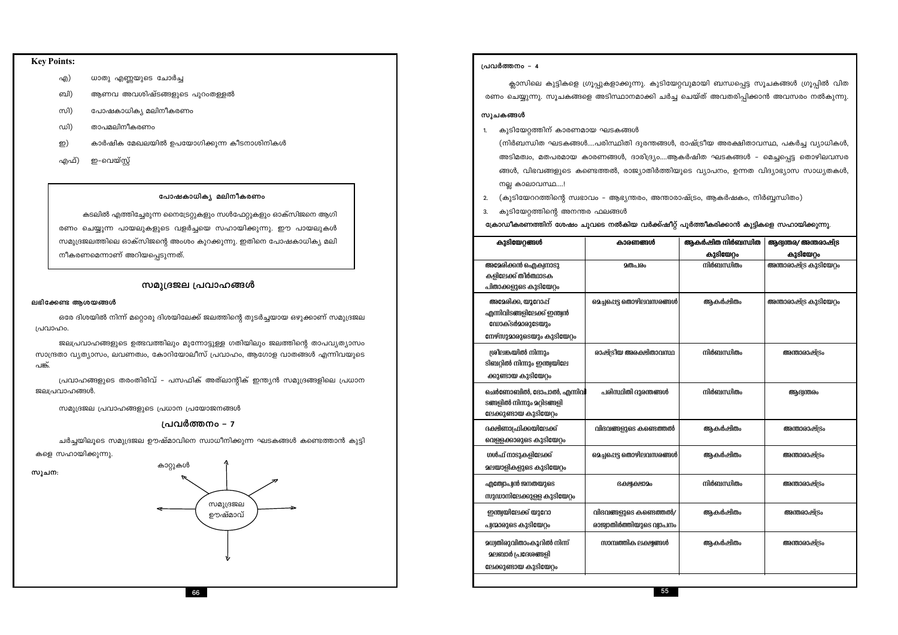**Key Points:**

- എ) ധാതു എണ്ണയുടെ ചോർച്ച
- ബി) ആണവ അവശിഷ്ടങ്ങളുടെ പുറംതള്ളൽ
- സി) പോഷകാധിക്യ മലിനീകരണം
- ഡി) താപമലിനീകരണം
- ഇ) കാർഷിക മേഖലയിൽ ഉപയോഗിക്കുന്ന കീടനാശിനികൾ
- എഫ്) ഇ-വെയ്സ്റ്റ്

**പോഷകാധിക്യ മലിനീകരണം**

കടലിൽ എത്തിച്ചേരുന്ന നൈട്രേറ്റുകളും സൾഫേറ്റുകളും ഓക്സിജനെ ആഗിരണം ചെയ്യുന്ന പായലുകളുടെ വളർച്ചയെ സഹായിക്കുന്നു. ഈ പായലുകൾ സമുദ്രജലത്തിലെ ഓക്സിജന്റെ അംശം കുറക്കുന്നു. ഇതിനെ പോഷകാധിക്യ മലിനീകരണമെന്നാണ് അറിയപ്പെടുന്നത്.

## സമുദ്രജല പ്രവാഹങ്ങൾ

**ലഭിക്കേണ്ട ആശയങ്ങൾ**

ഒരേ ദിശയിൽ നിന്ന് മറ്റൊരു ദിശയിലേക്ക് ജലത്തിന്റെ തുടർച്ചയായ ഒഴുക്കാണ് സമുദ്രജല പ്രവാഹം.

ജലപ്രവാഹങ്ങളുടെ ഉത്ഭവത്തിലും മുന്നോട്ടുള്ള ഗതിയിലും ജലത്തിന്റെ താപവ്യത്യാസം സാന്ദ്രതാ വ്യത്യാസം, ലവണത്വം, കോറിയോലീസ് പ്രവാഹം, ആഗോള വാതങ്ങൾ എന്നിവയുടെ പങ്ക്.

പ്രവാഹങ്ങളുടെ തരംതിരിവ് - പസഫിക് അത്‌ലാന്റിക് ഇന്ത്യൻ സമുദ്രങ്ങളിലെ പ്രധാന ജലപ്രവാഹങ്ങൾ.

സമുദ്രജല പ്രവാഹങ്ങളുടെ പ്രധാന പ്രയോജനങ്ങൾ

### പ്രവർത്തനം - 7

ചർച്ചയിലൂടെ സമുദ്രജല ഊഷ്മാവിനെ സ്വാധീനിക്കുന്ന ഘടകങ്ങൾ കണ്ടെത്താൻ കുട്ടികളെ സഹായിക്കുന്നു.

**സൂചന:**

സമുദ്രജല ഊഷ്മാവ് ← കാറ്റുകൾ

**പ്രവർത്തനം - 4**

ക്ലാസിലെ കുട്ടികളെ ഗ്രൂപ്പുകളാക്കുന്നു. കുടിയേറ്റവുമായി ബന്ധപ്പെട്ട സൂചകങ്ങൾ ഗ്രൂപ്പിൽ വിതരണം ചെയ്യുന്നു. സൂചകങ്ങളെ അടിസ്ഥാനമാക്കി ചർച്ച ചെയ്ത് അവതരിപ്പിക്കാൻ അവസരം നൽകുന്നു.

**സൂചകങ്ങൾ**

1. കുടിയേറ്റത്തിന് കാരണമായ ഘടകങ്ങൾ
   (നിർബന്ധിത ഘടകങ്ങൾ....പരിസ്ഥിതി ദുരന്തങ്ങൾ, രാഷ്ട്രീയ അരക്ഷിതാവസ്ഥ, പകർച്ച വ്യാധികൾ, അടിമത്വം, മതപരമായ കാരണങ്ങൾ, ദാരിദ്ര്യം....ആകർഷിത ഘടകങ്ങൾ - മെച്ചപ്പെട്ട തൊഴിലവസരങ്ങൾ, വിഭവങ്ങളുടെ കണ്ടെത്തൽ, രാജ്യാതിർത്തിയുടെ വ്യാപനം, ഉന്നത വിദ്യാഭ്യാസ സാധ്യതകൾ, നല്ല കാലാവസ്ഥ....!
2. (കുടിയേററത്തിന്റെ സ്വഭാവം - ആഭ്യന്തരം, അന്താരാഷ്ട്രം, ആകർഷകം, നിർബ്ബന്ധിതം)
3. കുടിയേറ്റത്തിന്റെ അനന്തര ഫലങ്ങൾ

**ക്രോഡീകരണത്തിന് ശേഷം ചുവടെ നൽകിയ വർക്ക്ഷീറ്റ് പൂർത്തീകരിക്കാൻ കുട്ടികളെ സഹായിക്കുന്നു.**

| കുടിയേറ്റങ്ങൾ | കാരണങ്ങൾ | ആകർഷിത നിർബന്ധിത കുടിയേറ്റം | ആഭ്യന്തര/ അന്താരാഷ്ട്ര കുടിയേറ്റം |
|---|---|---|---|
| അമേരിക്കൻ ഐക്യനാടുകളിലേക്ക് തീർത്ഥാടക പിതാക്കളുടെ കുടിയേറ്റം | മതപരം | നിർബന്ധിതം | അന്താരാഷ്ട്ര കുടിയേറ്റം |
| അമേരിക്ക, യൂറോപ്പ് എന്നിവിടങ്ങളിലേക്ക് ഇന്ത്യൻ ഡോക്ടർമാരുടേയും നേഴ്സുമാരുടെയും കുടിയേറ്റം | മെച്ചപ്പെട്ട തൊഴിലവസരങ്ങൾ | ആകർഷിതം | അന്താരാഷ്ട്ര കുടിയേറ്റം |
| ശ്രീലങ്കയിൽ നിന്നും ടിബറ്റിൽ നിന്നും ഇന്ത്യയിലേക്കുണ്ടായ കുടിയേറ്റം | രാഷ്ട്രീയ അരക്ഷിതാവസ്ഥ | നിർബന്ധിതം | അന്താരാഷ്ട്രം |
| ചെർണോബിൽ, ഭോപാൽ, എന്നിവിടങ്ങളിൽ നിന്നും മറ്റിടങ്ങളിലേക്കുണ്ടായ കുടിയേറ്റം | പരിസ്ഥിതി ദുരന്തങ്ങൾ | നിർബന്ധിതം | ആഭ്യന്തരം |
| ദക്ഷിണാഫ്രിക്കയിലേക്ക് വെള്ളക്കാരുടെ കുടിയേറ്റം | വിഭവങ്ങളുടെ കണ്ടെത്തൽ | ആകർഷിതം | അന്താരാഷ്ട്രം |
| ഗൾഫ് നാടുകളിലേക്ക് മലയാളികളുടെ കുടിയേറ്റം | മെച്ചപ്പെട്ട തൊഴിലവസരങ്ങൾ | ആകർഷിതം | അന്താരാഷ്ട്രം |
| എത്യോപ്യൻ ജനതയുടെ സുഡാനിലേക്കുള്ള കുടിയേറ്റം | ഭക്ഷ്യക്ഷാമം | നിർബന്ധിതം | അന്താരാഷ്ട്രം |
| ഇന്ത്യയിലേക്ക് യൂറോപ്യന്മാരുടെ കുടിയേറ്റം | വിഭവങ്ങളുടെ കണ്ടെത്തൽ/ രാജ്യാതിർത്തിയുടെ വ്യാപനം | ആകർഷിതം | അന്താരാഷ്ട്രം |
| മധ്യതിരുവിതാംകൂറിൽ നിന്ന് മലബാർ പ്രദേശങ്ങളിലേക്കുണ്ടായ കുടിയേറ്റം | സാമ്പത്തിക ലക്ഷ്യങ്ങൾ | ആകർഷിതം | അന്താരാഷ്ട്രം |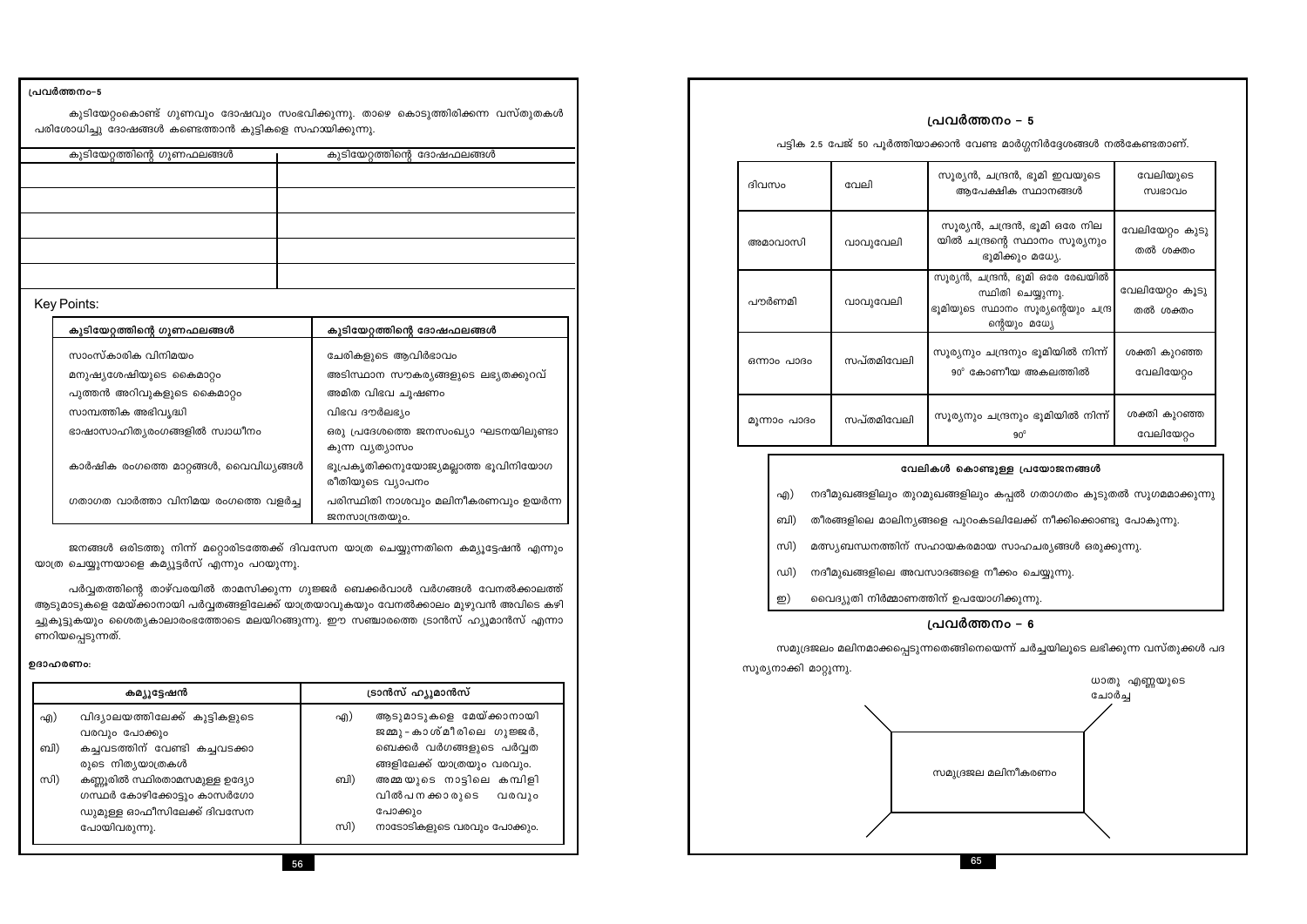**പ്രവർത്തനം–5**

കുടിയേറ്റംകൊണ്ട് ഗുണവും ദോഷവും സംഭവിക്കുന്നു. താഴെ കൊടുത്തിരിക്കുന്ന വസ്തുതകൾ പരിശോധിച്ചു ദോഷങ്ങൾ കണ്ടെത്താൻ കുട്ടികളെ സഹായിക്കുന്നു.

| കുടിയേറ്റത്തിന്റെ ഗുണഫലങ്ങൾ | കുടിയേറ്റത്തിന്റെ ദോഷഫലങ്ങൾ |
|---|---|
| | |
| | |
| | |
| | |
| | |

Key Points:

| കുടിയേറ്റത്തിന്റെ ഗുണഫലങ്ങൾ | കുടിയേറ്റത്തിന്റെ ദോഷഫലങ്ങൾ |
|---|---|
| സാംസ്കാരിക വിനിമയം | ചേരികളുടെ ആവിർഭാവം |
| മനുഷ്യശേഷിയുടെ കൈമാറ്റം | അടിസ്ഥാന സൗകര്യങ്ങളുടെ ലഭ്യതക്കുറവ് |
| പുത്തൻ അറിവുകളുടെ കൈമാറ്റം | അമിത വിഭവ ചൂഷണം |
| സാമ്പത്തിക അഭിവൃദ്ധി | വിഭവ ദൗർലഭ്യം |
| ഭാഷാസാഹിത്യരംഗങ്ങളിൽ സ്വാധീനം | ഒരു പ്രദേശത്തെ ജനസംഖ്യാ ഘടനയിലുണ്ടാകുന്ന വ്യത്യാസം |
| കാർഷിക രംഗത്തെ മാറ്റങ്ങൾ, വൈവിധ്യങ്ങൾ | ഭൂപ്രകൃതിക്കനുയോജ്യമല്ലാത്ത ഭൂവിനിയോഗ രീതിയുടെ വ്യാപനം |
| ഗതാഗത വാർത്താ വിനിമയ രംഗത്തെ വളർച്ച | പരിസ്ഥിതി നാശവും മലിനീകരണവും ഉയർന്ന ജനസാന്ദ്രതയും. |

ജനങ്ങൾ ഒരിടത്തു നിന്ന് മറ്റൊരിടത്തേക്ക് ദിവസേന യാത്ര ചെയ്യുന്നതിനെ കമ്യൂട്ടേഷൻ എന്നും യാത്ര ചെയ്യുന്നവരെ കമ്യൂട്ടേർസ് എന്നും പറയുന്നു.

പർവ്വതത്തിന്റെ താഴ്വരയിൽ താമസിക്കുന്ന ഗുജ്ജർ ബെക്കർവാൾ വർഗങ്ങൾ വേനൽക്കാലത്ത് ആടുമാടുകളെ മേയ്ക്കാനായി പർവ്വതങ്ങളിലേക്ക് യാത്രയാവുകയും വേനൽക്കാലം മുഴുവൻ അവിടെ കഴിച്ചുകൂട്ടുകയും ശൈത്യകാലാരംഭത്തോടെ മലയിറങ്ങുന്നു. ഈ സഞ്ചാരത്തെ ട്രാൻസ് ഹ്യൂമാൻസ് എന്നാണറിയപ്പെടുന്നത്.

**ഉദാഹരണം:**

| കമ്യൂട്ടേഷൻ | ട്രാൻസ് ഹ്യൂമാൻസ് |
|---|---|
| എ) വിദ്യാലയത്തിലേക്ക് കുട്ടികളുടെ വരവും പോക്കും | എ) ആടുമാടുകളെ മേയ്ക്കാനായി ജമ്മു-കാശ്മീരിലെ ഗുജ്ജർ, ബെക്കർ വർഗങ്ങളുടെ പർവ്വതങ്ങളിലേക്ക് യാത്രയും വരവും. |
| ബി) കച്ചവടത്തിന് വേണ്ടി കച്ചവടക്കാരുടെ നിത്യയാത്രകൾ | ബി) അമ്മയുടെ നാട്ടിലെ കമ്പിളി വിൽപനക്കാരുടെ വരവും പോക്കും |
| സി) കണ്ണൂരിൽ സ്ഥിരതാമസമുള്ള ഉദ്യോഗസ്ഥർ കോഴിക്കോട്ടും കാസർഗോഡുമുള്ള ഓഫീസിലേക്ക് ദിവസേന പോയിവരുന്നു. | സി) നാടോടികളുടെ വരവും പോക്കും. |

## പ്രവർത്തനം – 5

പട്ടിക 2.5 പേജ് 50 പൂർത്തിയാക്കാൻ വേണ്ട മാർഗ്ഗനിർദ്ദേശങ്ങൾ നൽകേണ്ടതാണ്.

| ദിവസം | വേലി | സൂര്യൻ, ചന്ദ്രൻ, ഭൂമി ഇവയുടെ ആപേക്ഷിക സ്ഥാനങ്ങൾ | വേലിയുടെ സ്വഭാവം |
|---|---|---|---|
| അമാവാസി | വാവുവേലി | സൂര്യൻ, ചന്ദ്രൻ, ഭൂമി ഒരേ നിലയിൽ ചന്ദ്രന്റെ സ്ഥാനം സൂര്യനും ഭൂമിക്കും മധ്യേ. | വേലിയേറ്റം കൂടുതൽ ശക്തം |
| പൗർണമി | വാവുവേലി | സൂര്യൻ, ചന്ദ്രൻ, ഭൂമി ഒരേ രേഖയിൽ സ്ഥിതി ചെയ്യുന്നു. ഭൂമിയുടെ സ്ഥാനം സൂര്യന്റെയും ചന്ദ്രന്റെയും മധ്യേ | വേലിയേറ്റം കൂടുതൽ ശക്തം |
| ഒന്നാം പാദം | സപ്തമിവേലി | സൂര്യനും ചന്ദ്രനും ഭൂമിയിൽ നിന്ന് $90^\circ$ കോണീയ അകലത്തിൽ | ശക്തി കുറഞ്ഞ വേലിയേറ്റം |
| മൂന്നാം പാദം | സപ്തമിവേലി | സൂര്യനും ചന്ദ്രനും ഭൂമിയിൽ നിന്ന് $90^\circ$ | ശക്തി കുറഞ്ഞ വേലിയേറ്റം |

**വേലികൾ കൊണ്ടുള്ള പ്രയോജനങ്ങൾ**

എ) നദീമുഖങ്ങളിലും തുറമുഖങ്ങളിലും കപ്പൽ ഗതാഗതം കൂടുതൽ സുഗമമാക്കുന്നു

ബി) തീരങ്ങളിലെ മാലിന്യങ്ങളെ പുറംകടലിലേക്ക് നീക്കിക്കൊണ്ടു പോകുന്നു.

സി) മത്സ്യബന്ധനത്തിന് സഹായകരമായ സാഹചര്യങ്ങൾ ഒരുക്കുന്നു.

ഡി) നദീമുഖങ്ങളിലെ അവസാദങ്ങളെ നീക്കം ചെയ്യുന്നു.

ഇ) വൈദ്യുതി നിർമ്മാണത്തിന് ഉപയോഗിക്കുന്നു.

## പ്രവർത്തനം – 6

സമുദ്രജലം മലിനമാക്കപ്പെടുന്നതെങ്ങിനെയെന്ന് ചർച്ചയിലൂടെ ലഭിക്കുന്ന വസ്തുക്കൾ പദസൂര്യനാക്കി മാറ്റുന്നു.

സമുദ്രജല മലിനീകരണം

ധാതു എണ്ണയുടെ ചോർച്ച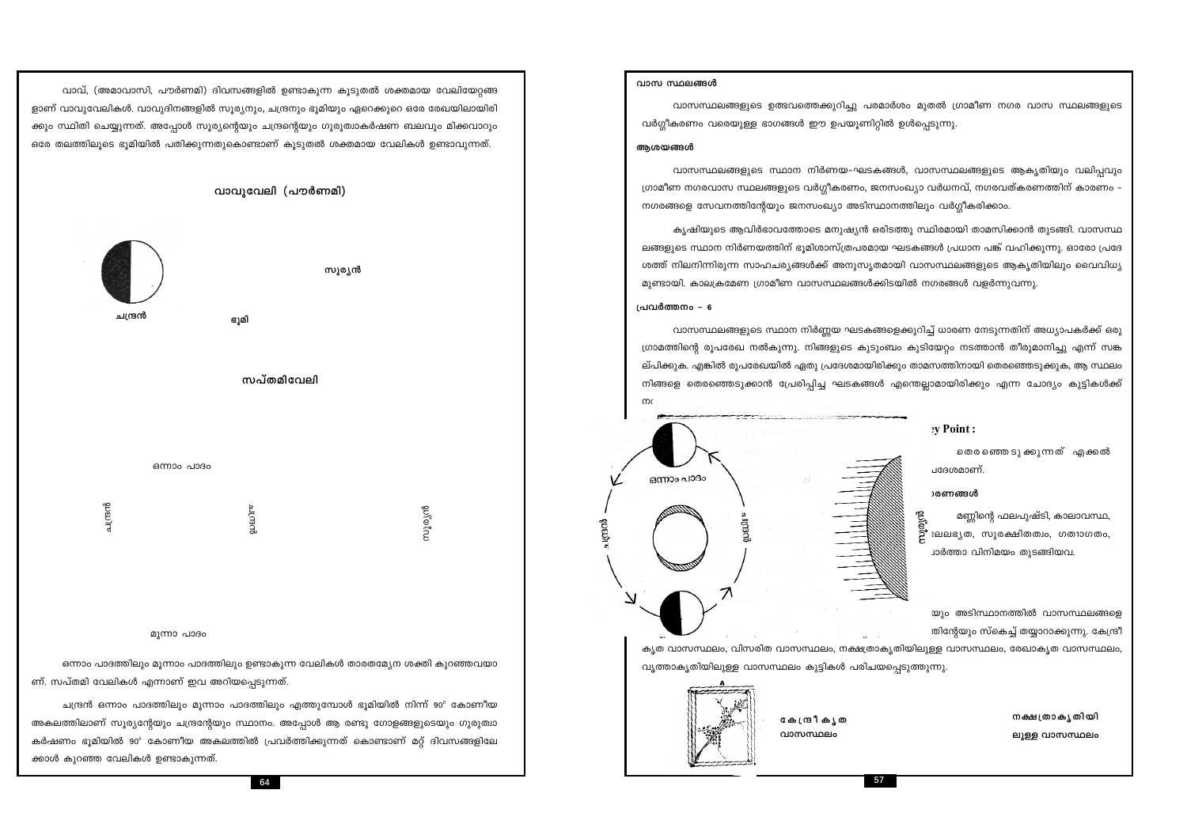വാവ്, (അമാവാസി, പൗർണമി) ദിവസങ്ങളിൽ ഉണ്ടാകുന്ന കൂടുതൽ ശക്തമായ വേലിയേറ്റങ്ങളാണ് വാവുവേലികൾ. വാവുദിനങ്ങളിൽ സൂര്യനും, ചന്ദ്രനും ഭൂമിയും ഏറെക്കുറെ ഒരേ രേഖയിലായിരിക്കും സ്ഥിതി ചെയ്യുന്നത്. അപ്പോൾ സൂര്യന്റെയും ചന്ദ്രന്റെയും ഗുരുത്വാകർഷണ ബലവും മിക്കവാറും ഒരേ തലത്തിലൂടെ ഭൂമിയിൽ പതിക്കുന്നതുകൊണ്ടാണ് കൂടുതൽ ശക്തമായ വേലികൾ ഉണ്ടാവുന്നത്.

**വാവുവേലി (പൗർണമി)**

സൂര്യൻ

ചന്ദ്രൻ ഭൂമി

**സപ്തമിവേലി**

ഒന്നാം പാദം

ചന്ദ്രൻ ഭൂമി സൂര്യൻ

മൂന്നാ പാദം

ഒന്നാം പാദത്തിലും മൂന്നാം പാദത്തിലും ഉണ്ടാകുന്ന വേലികൾ താരതമ്യേന ശക്തി കുറഞ്ഞവയാണ്. സപ്തമി വേലികൾ എന്നാണ് ഇവ അറിയപ്പെടുന്നത്.

ചന്ദ്രൻ ഒന്നാം പാദത്തിലും മൂന്നാം പാദത്തിലും എത്തുമ്പോൾ ഭൂമിയിൽ നിന്ന് $90^\circ$ കോണീയ അകലത്തിലാണ് സൂര്യന്റേയും ചന്ദ്രന്റേയും സ്ഥാനം. അപ്പോൾ ആ രണ്ടു ഗോളങ്ങളുടെയും ഗുരുത്വാകർഷണം ഭൂമിയിൽ $90^\circ$ കോണീയ അകലത്തിൽ പ്രവർത്തിക്കുന്നത് കൊണ്ടാണ് മറ്റ് ദിവസങ്ങളിലേക്കാൾ കുറഞ്ഞ വേലികൾ ഉണ്ടാകുന്നത്.

### വാസ സ്ഥലങ്ങൾ

വാസസ്ഥലങ്ങളുടെ ഉത്ഭവത്തെക്കുറിച്ചു പരമാർശം മുതൽ ഗ്രാമീണ നഗര വാസ സ്ഥലങ്ങളുടെ വർഗ്ഗീകരണം വരെയുള്ള ഭാഗങ്ങൾ ഈ ഉപയൂണിറ്റിൽ ഉൾപ്പെടുന്നു.

### ആശയങ്ങൾ

വാസസ്ഥലങ്ങളുടെ സ്ഥാന നിർണയ-ഘടകങ്ങൾ, വാസസ്ഥലങ്ങളുടെ ആകൃതിയും വലിപ്പവും ഗ്രാമീണ നഗരവാസ സ്ഥലങ്ങളുടെ വർഗ്ഗീകരണം, ജനസംഖ്യാ വർധനവ്, നഗരവത്കരണത്തിന് കാരണം - നഗരങ്ങളെ സേവനത്തിന്റേയും ജനസംഖ്യാ അടിസ്ഥാനത്തിലും വർഗ്ഗീകരിക്കാം.

കൃഷിയുടെ ആവിർഭാവത്തോടെ മനുഷ്യൻ ഒരിടത്തു സ്ഥിരമായി താമസിക്കാൻ തുടങ്ങി. വാസസ്ഥലങ്ങളുടെ സ്ഥാന നിർണയത്തിന് ഭൂമിശാസ്ത്രപരമായ ഘടകങ്ങൾ പ്രധാന പങ്ക് വഹിക്കുന്നു. ഓരോ പ്രദേശത്ത് നിലനിന്നിരുന്ന സാഹചര്യങ്ങൾക്ക് അനുസൃതമായി വാസസ്ഥലങ്ങളുടെ ആകൃതിയിലും വൈവിധ്യമുണ്ടായി. കാലക്രമേണ ഗ്രാമീണ വാസസ്ഥലങ്ങൾക്കിടയിൽ നഗരങ്ങൾ വളർന്നുവന്നു.

### പ്രവർത്തനം - 6

വാസസ്ഥലങ്ങളുടെ സ്ഥാന നിർണ്ണയ ഘടകങ്ങളെക്കുറിച്ച് ധാരണ നേടുന്നതിന് അധ്യാപകർക്ക് ഒരു ഗ്രാമത്തിന്റെ രൂപരേഖ നൽകുന്നു. നിങ്ങളുടെ കുടുംബം കുടിയേറ്റം നടത്താൻ തീരുമാനിച്ചു എന്ന് സങ്കല്പിക്കുക. എങ്കിൽ രൂപരേഖയിൽ ഏതു പ്രദേശമായിരിക്കും താമസത്തിനായി തെരഞ്ഞെടുക്കുക, ആ സ്ഥലം നിങ്ങളെ തെരഞ്ഞെടുക്കാൻ പ്രേരിപ്പിച്ച ഘടകങ്ങൾ എന്തെല്ലാമായിരിക്കും എന്ന ചോദ്യം കുട്ടികൾക്ക് ന...

ഒന്നാം പാദം

ചന്ദ്രൻ ഭൂമി സൂര്യൻ

**...y Point :**

...തെരഞ്ഞെടുക്കുന്നത് എക്കൽ ...ദേശമാണ്.

**...രണങ്ങൾ**

...മണ്ണിന്റെ ഫലപുഷ്ടി, കാലാവസ്ഥ, ...ലലഭ്യത, സുരക്ഷിതത്വം, ഗതാഗതം, ...ാർത്താ വിനിമയം തുടങ്ങിയവ.

...യും അടിസ്ഥാനത്തിൽ വാസസ്ഥലങ്ങളെ ...തിന്റേയും സ്കെച്ച് തയ്യാറാക്കുന്നു. കേന്ദ്രീകൃത വാസസ്ഥലം, വിസരിത വാസസ്ഥലം, നക്ഷത്രാകൃതിയിലുള്ള വാസസ്ഥലം, രേഖാകൃത വാസസ്ഥലം, വൃത്താകൃതിയിലുള്ള വാസസ്ഥലം കുട്ടികൾ പരിചയപ്പെടുത്തുന്നു.

A

കേന്ദ്രീകൃത വാസസ്ഥലം

നക്ഷത്രാകൃതിയിലുള്ള വാസസ്ഥലം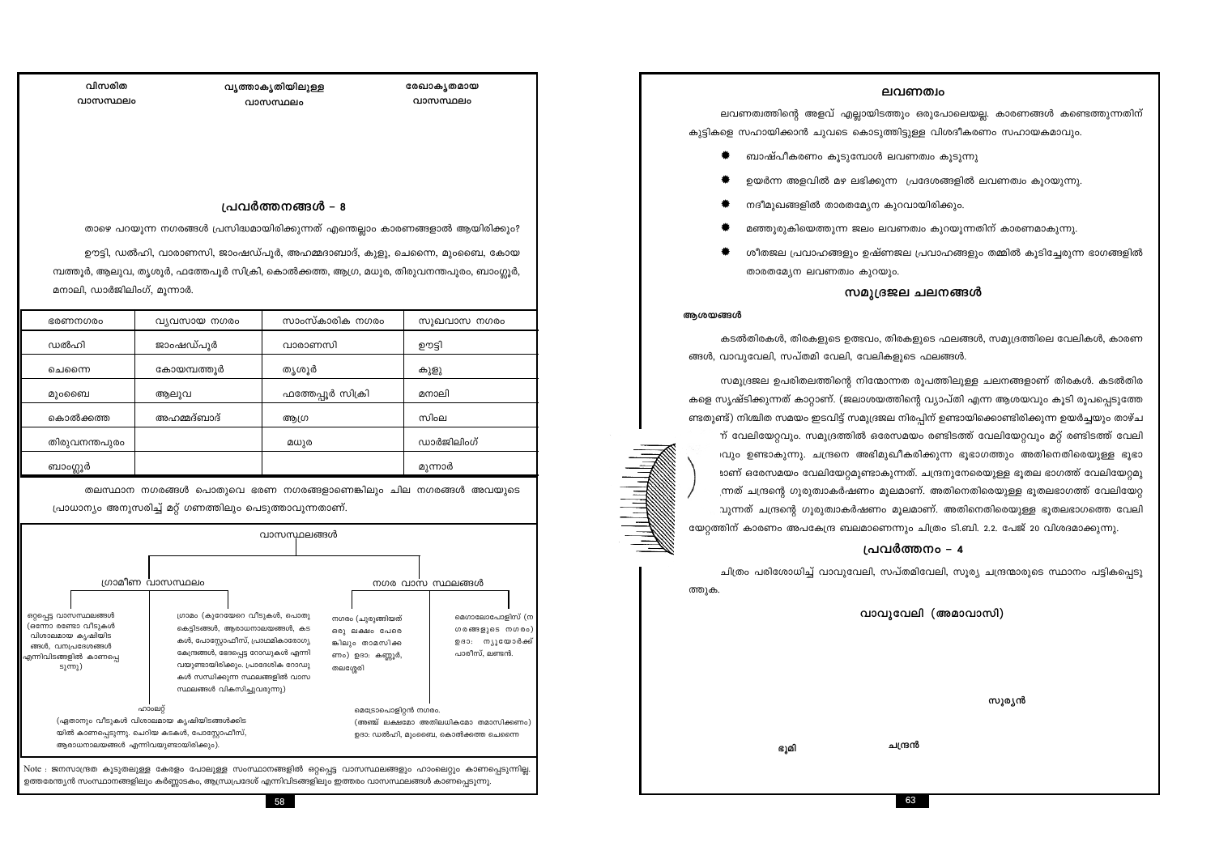| വിസരിത വാസസ്ഥലം | വൃത്താകൃതിയിലുള്ള വാസസ്ഥലം | രേഖാകൃതമായ വാസസ്ഥലം |
|---|---|---|

## പ്രവർത്തനങ്ങൾ – 8

താഴെ പറയുന്ന നഗരങ്ങൾ പ്രസിദ്ധമായിരിക്കുന്നത് എന്തെല്ലാം കാരണങ്ങളാൽ ആയിരിക്കും?

ഊട്ടി, ഡൽഹി, വാരാണസി, ജാംഷഡ്പൂർ, അഹമ്മദാബാദ്, കുളു, ചെന്നൈ, മുംബൈ, കോയമ്പത്തൂർ, ആലുവ, തൃശൂർ, ഫത്തേപൂർ സിക്രി, കൊൽക്കത്ത, ആഗ്ര, മധുര, തിരുവനന്തപുരം, ബാംഗ്ലൂർ, മനാലി, ഡാർജിലിംഗ്, മൂന്നാർ.

| ഭരണനഗരം | വ്യവസായ നഗരം | സാംസ്കാരിക നഗരം | സുഖവാസ നഗരം |
|---|---|---|---|
| ഡൽഹി | ജാംഷഡ്പൂർ | വാരാണസി | ഊട്ടി |
| ചെന്നൈ | കോയമ്പത്തൂർ | തൃശൂർ | കുളു |
| മുംബൈ | ആലുവ | ഫത്തേപ്പൂർ സിക്രി | മനാലി |
| കൊൽക്കത്ത | അഹമ്മദ്ബാദ് | ആഗ്ര | സിംല |
| തിരുവനന്തപുരം | | മധുര | ഡാർജിലിംഗ് |
| ബാംഗ്ലൂർ | | | മൂന്നാർ |

തലസ്ഥാന നഗരങ്ങൾ പൊതുവെ ഭരണ നഗരങ്ങളാണെങ്കിലും ചില നഗരങ്ങൾ അവയുടെ പ്രാധാന്യം അനുസരിച്ച് മറ്റ് ഗണത്തിലും പെടുത്താവുന്നതാണ്.

**വാസസ്ഥലങ്ങൾ**

- **ഗ്രാമീണ വാസസ്ഥലം**
  - ഒറ്റപ്പെട്ട വാസസ്ഥലങ്ങൾ (ഒന്നോ രണ്ടോ വീടുകൾ വിശാലമായ കൃഷിയിടങ്ങൾ, വനപ്രദേശങ്ങൾ എന്നിവിടങ്ങളിൽ കാണപ്പെടുന്നു)
  - ഗ്രാമം (കുറേയേറെ വീടുകൾ, പൊതു കെട്ടിടങ്ങൾ, ആരാധനാലയങ്ങൾ, കടകൾ, പോസ്റ്റോഫീസ്, പ്രാഥമികാരോഗ്യ കേന്ദ്രങ്ങൾ, ഭേദപ്പെട്ട റോഡുകൾ എന്നിവയുണ്ടായിരിക്കും. പ്രാദേശിക റോഡുകൾ സന്ധിക്കുന്ന സ്ഥലങ്ങളിൽ വാസസ്ഥലങ്ങൾ വികസിച്ചുവരുന്നു)
  - ഹാംലറ്റ് (ഏതാനും വീടുകൾ വിശാലമായ കൃഷിയിടങ്ങൾക്കിടയിൽ കാണപ്പെടുന്നു. ചെറിയ കടകൾ, പോസ്റ്റോഫീസ്, ആരാധനാലയങ്ങൾ എന്നിവയുണ്ടായിരിക്കും).
- **നഗര വാസ സ്ഥലങ്ങൾ**
  - നഗരം (ചുരുങ്ങിയത് ഒരു ലക്ഷം പേരെങ്കിലും താമസിക്കണം) ഉദാ: കണ്ണൂർ, തലശ്ശേരി
  - മെഗാലോപോളിസ് (നഗരങ്ങളുടെ നഗരം) ഉദാ: ന്യൂയോർക്ക് പാരീസ്, ലണ്ടൻ.
  - മെട്രോപൊളിറ്റൻ നഗരം. (അഞ്ച് ലക്ഷമോ അതിലധികമോ താമസിക്കണം) ഉദാ: ഡൽഹി, മുംബൈ, കൊൽക്കത്ത ചെന്നൈ

Note : ജനസാന്ദ്രത കൂടുതലുള്ള കേരളം പോലുള്ള സംസ്ഥാനങ്ങളിൽ ഒറ്റപ്പെട്ട വാസസ്ഥലങ്ങളും ഹാംലെറ്റും കാണപ്പെടുന്നില്ല. ഉത്തരേന്ത്യൻ സംസ്ഥാനങ്ങളിലും കർണ്ണാടകം, ആന്ധ്രപ്രദേശ് എന്നിവിടങ്ങളിലും ഇത്തരം വാസസ്ഥലങ്ങൾ കാണപ്പെടുന്നു.

## ലവണത്വം

ലവണത്വത്തിന്റെ അളവ് എല്ലായിടത്തും ഒരുപോലെയല്ല. കാരണങ്ങൾ കണ്ടെത്തുന്നതിന് കുട്ടികളെ സഹായിക്കാൻ ചുവടെ കൊടുത്തിട്ടുള്ള വിശദീകരണം സഹായകമാവും.

- ബാഷ്പീകരണം കൂടുമ്പോൾ ലവണത്വം കൂടുന്നു
- ഉയർന്ന അളവിൽ മഴ ലഭിക്കുന്ന പ്രദേശങ്ങളിൽ ലവണത്വം കുറയുന്നു.
- നദീമുഖങ്ങളിൽ താരതമ്യേന കുറവായിരിക്കും.
- മഞ്ഞുരുകിയെത്തുന്ന ജലം ലവണത്വം കുറയുന്നതിന് കാരണമാകുന്നു.
- ശീതജല പ്രവാഹങ്ങളും ഉഷ്ണജല പ്രവാഹങ്ങളും തമ്മിൽ കൂടിച്ചേരുന്ന ഭാഗങ്ങളിൽ താരതമ്യേന ലവണത്വം കുറയും.

## സമുദ്രജല ചലനങ്ങൾ

**ആശയങ്ങൾ**

കടൽതിരകൾ, തിരകളുടെ ഉത്ഭവം, തിരകളുടെ ഫലങ്ങൾ, സമുദ്രത്തിലെ വേലികൾ, കാരണങ്ങൾ, വാവുവേലി, സപ്തമി വേലി, വേലികളുടെ ഫലങ്ങൾ.

സമുദ്രജല ഉപരിതലത്തിന്റെ നിമ്നോന്നത രൂപത്തിലുള്ള ചലനങ്ങളാണ് തിരകൾ. കടൽതിരകളെ സൃഷ്ടിക്കുന്നത് കാറ്റാണ്. (ജലാശയത്തിന്റെ വ്യാപ്തി എന്ന ആശയവും കൂടി രൂപപ്പെടുത്തേണ്ടതുണ്ട്) നിശ്ചിത സമയം ഇടവിട്ട് സമുദ്രജല നിരപ്പിന് ഉണ്ടായിക്കൊണ്ടിരിക്കുന്ന ഉയർച്ചയും താഴ്ചയും വേലിയേറ്റവും വേലിയിറക്കവും. സമുദ്രത്തിൽ ഒരേസമയം രണ്ടിടത്ത് വേലിയേറ്റവും മറ്റ് രണ്ടിടത്ത് വേലിയിറക്കവും ഉണ്ടാകുന്നു. ചന്ദ്രനെ അഭിമുഖീകരിക്കുന്ന ഭൂഭാഗത്തും അതിനെതിരെയുള്ള ഭൂഭാഗത്തുമാണ് ഒരേസമയം വേലിയേറ്റമുണ്ടാകുന്നത്. ചന്ദ്രനുനേരെയുള്ള ഭൂതല ഭാഗത്ത് വേലിയേറ്റമുണ്ടാകുന്നത് ചന്ദ്രന്റെ ഗുരുത്വാകർഷണം മൂലമാണ്. അതിനെതിരെയുള്ള ഭൂതലഭാഗത്ത് വേലിയേറ്റമുണ്ടാകുന്നത് ചന്ദ്രന്റെ ഗുരുത്വാകർഷണം മൂലമാണ്. അതിനെതിരെയുള്ള ഭൂതലഭാഗത്തെ വേലിയേറ്റത്തിന് കാരണം അപകേന്ദ്ര ബലമാണെന്നും ചിത്രം ടി.ബി. 2.2. പേജ് 20 വിശദമാക്കുന്നു.

## പ്രവർത്തനം – 4

ചിത്രം പരിശോധിച്ച് വാവുവേലി, സപ്തമിവേലി, സൂര്യ ചന്ദ്രന്മാരുടെ സ്ഥാനം പട്ടികപ്പെടുത്തുക.

**വാവുവേലി (അമാവാസി)**

സൂര്യൻ

ഭൂമി ചന്ദ്രൻ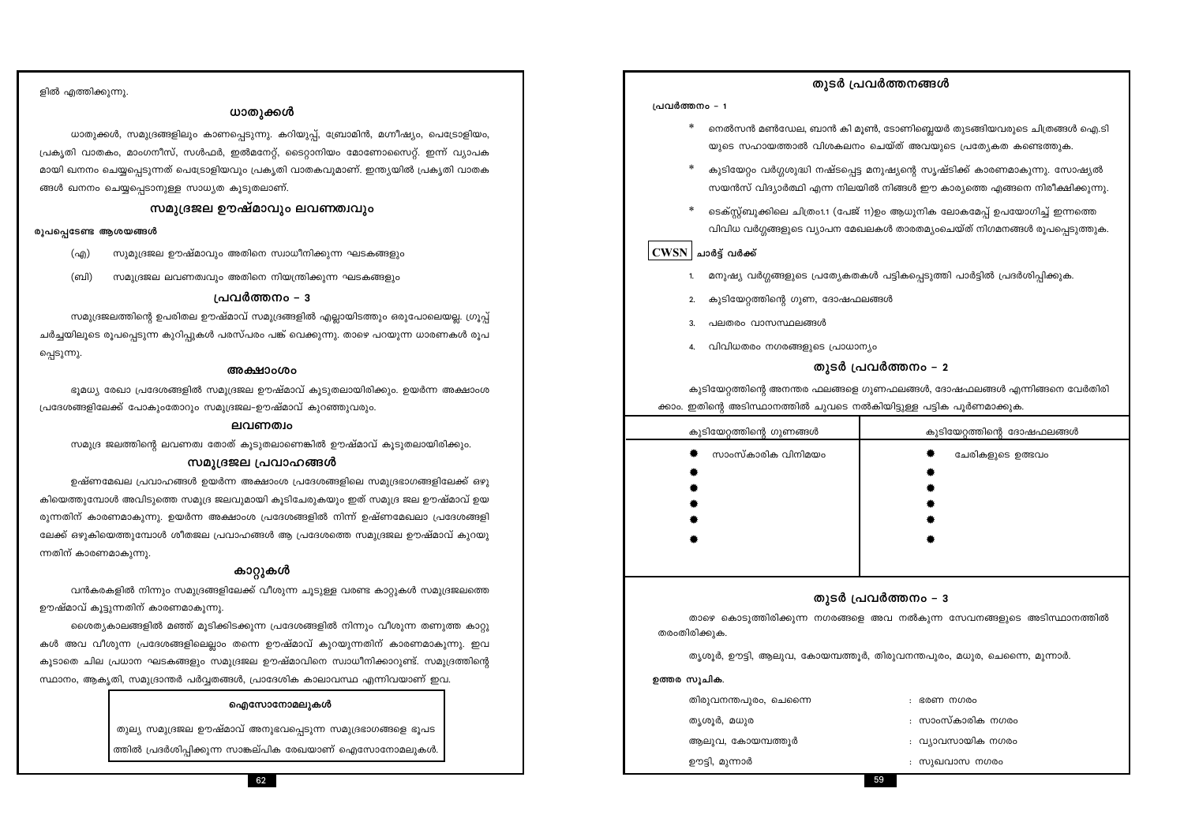ളിൽ എത്തിക്കുന്നു.

## ധാതുക്കൾ

ധാതുക്കൾ, സമുദ്രങ്ങളിലും കാണപ്പെടുന്നു. കറിയുപ്പ്, ബ്രോമിൻ, മഗ്നീഷ്യം, പെട്രോളിയം, പ്രകൃതി വാതകം, മാംഗനീസ്, സൾഫർ, ഇൽമനേറ്റ്, ടൈറ്റാനിയം മോണോസൈറ്റ്. ഇന്ന് വ്യാപക മായി ഖനനം ചെയ്യപ്പെടുന്നത് പെട്രോളിയവും പ്രകൃതി വാതകവുമാണ്. ഇന്ത്യയിൽ പ്രകൃതി വാതക ങ്ങൾ ഖനനം ചെയ്യപ്പെടാനുള്ള സാധ്യത കൂടുതലാണ്.

## സമുദ്രജല ഊഷ്മാവും ലവണത്വവും

**രൂപപ്പെടേണ്ട ആശയങ്ങൾ**

(എ) സുമുദ്രജല ഊഷ്മാവും അതിനെ സ്വാധീനിക്കുന്ന ഘടകങ്ങളും

(ബി) സമുദ്രജല ലവണത്വവും അതിനെ നിയന്ത്രിക്കുന്ന ഘടകങ്ങളും

### പ്രവർത്തനം – 3

സമുദ്രജലത്തിന്റെ ഉപരിതല ഊഷ്മാവ് സമുദ്രങ്ങളിൽ എല്ലായിടത്തും ഒരുപോലെയല്ല. ഗ്രൂപ്പ് ചർച്ചയിലൂടെ രൂപപ്പെടുന്ന കുറിപ്പുകൾ പരസ്പരം പങ്ക് വെക്കുന്നു. താഴെ പറയുന്ന ധാരണകൾ രൂപ പ്പെടുന്നു.

### അക്ഷാംശം

ഭൂമധ്യ രേഖാ പ്രദേശങ്ങളിൽ സമുദ്രജല ഊഷ്മാവ് കൂടുതലായിരിക്കും. ഉയർന്ന അക്ഷാംശ പ്രദേശങ്ങളിലേക്ക് പോകുംതോറും സമുദ്രജല-ഊഷ്മാവ് കുറഞ്ഞുവരും.

### ലവണത്വം

സമുദ്ര ജലത്തിന്റെ ലവണത്വ തോത് കൂടുതലാണെങ്കിൽ ഊഷ്മാവ് കൂടുതലായിരിക്കും.

### സമുദ്രജല പ്രവാഹങ്ങൾ

ഉഷ്ണമേഖല പ്രവാഹങ്ങൾ ഉയർന്ന അക്ഷാംശ പ്രദേശങ്ങളിലെ സമുദ്രഭാഗങ്ങളിലേക്ക് ഒഴു കിയെത്തുമ്പോൾ അവിടുത്തെ സമുദ്ര ജലവുമായി കൂടിചേരുകയും ഇത് സമുദ്ര ജല ഊഷ്മാവ് ഉയ രുന്നതിന് കാരണമാകുന്നു. ഉയർന്ന അക്ഷാംശ പ്രദേശങ്ങളിൽ നിന്ന് ഉഷ്ണമേഖലാ പ്രദേശങ്ങളി ലേക്ക് ഒഴുകിയെത്തുമ്പോൾ ശീതജല പ്രവാഹങ്ങൾ ആ പ്രദേശത്തെ സമുദ്രജല ഊഷ്മാവ് കുറയു ന്നതിന് കാരണമാകുന്നു.

### കാറ്റുകൾ

വൻകരകളിൽ നിന്നും സമുദ്രങ്ങളിലേക്ക് വീശുന്ന ചൂടുള്ള വരണ്ട കാറ്റുകൾ സമുദ്രജലത്തെ ഊഷ്മാവ് കൂട്ടുന്നതിന് കാരണമാകുന്നു.

ശൈത്യകാലങ്ങളിൽ മഞ്ഞ് മൂടിക്കിടക്കുന്ന പ്രദേശങ്ങളിൽ നിന്നും വീശുന്ന തണുത്ത കാറ്റു കൾ അവ വീശുന്ന പ്രദേശങ്ങളിലെല്ലാം തന്നെ ഊഷ്മാവ് കുറയുന്നതിന് കാരണമാകുന്നു. ഇവ കൂടാതെ ചില പ്രധാന ഘടകങ്ങളും സമുദ്രജല ഊഷ്മാവിനെ സ്വാധീനിക്കാറുണ്ട്. സമുദ്രത്തിന്റെ സ്ഥാനം, ആകൃതി, സമുദ്രാന്തർ പർവ്വതങ്ങൾ, പ്രാദേശിക കാലാവസ്ഥ എന്നിവയാണ് ഇവ.

> **ഐസോനോമലുകൾ**
>
> തുല്യ സമുദ്രജല ഊഷ്മാവ് അനുഭവപ്പെടുന്ന സമുദ്രഭാഗങ്ങളെ ഭൂപട ത്തിൽ പ്രദർശിപ്പിക്കുന്ന സാങ്കല്പിക രേഖയാണ് ഐസോനോമലുകൾ.

## തുടർ പ്രവർത്തനങ്ങൾ

**പ്രവർത്തനം – 1**

* നെൽസൻ മൺഡേല, ബാൻ കി മൂൺ, ടോണിബ്ലെയർ തുടങ്ങിയവരുടെ ചിത്രങ്ങൾ ഐ.ടി യുടെ സഹായത്താൽ വിശകലനം ചെയ്ത് അവയുടെ പ്രത്യേകത കണ്ടെത്തുക.
* കുടിയേറ്റം വർഗ്ഗശുദ്ധി നഷ്ടപ്പെട്ട മനുഷ്യന്റെ സൃഷ്ടിക്ക് കാരണമാകുന്നു. സോഷ്യൽ സയൻസ് വിദ്യാർത്ഥി എന്ന നിലയിൽ നിങ്ങൾ ഈ കാര്യത്തെ എങ്ങനെ നിരീക്ഷിക്കുന്നു.
* ടെക്സ്റ്റ്ബുക്കിലെ ചിത്രം1.1 (പേജ് 11)ഉം ആധുനിക ലോകമേപ്പ് ഉപയോഗിച്ച് ഇന്നത്തെ വിവിധ വർഗ്ഗങ്ങളുടെ വ്യാപന മേഖലകൾ താരതമ്യംചെയ്ത് നിഗമനങ്ങൾ രൂപപ്പെടുത്തുക.

**CWSN ചാർട്ട് വർക്ക്**

1. മനുഷ്യ വർഗ്ഗങ്ങളുടെ പ്രത്യേകതകൾ പട്ടികപ്പെടുത്തി പാർട്ടിൽ പ്രദർശിപ്പിക്കുക.
2. കുടിയേറ്റത്തിന്റെ ഗുണ, ദോഷഫലങ്ങൾ
3. പലതരം വാസസ്ഥലങ്ങൾ
4. വിവിധതരം നഗരങ്ങളുടെ പ്രാധാന്യം

### തുടർ പ്രവർത്തനം – 2

കുടിയേറ്റത്തിന്റെ അനന്തര ഫലങ്ങളെ ഗുണഫലങ്ങൾ, ദോഷഫലങ്ങൾ എന്നിങ്ങനെ വേർതിരി ക്കാം. ഇതിന്റെ അടിസ്ഥാനത്തിൽ ചുവടെ നൽകിയിട്ടുള്ള പട്ടിക പൂർണമാക്കുക.

| കുടിയേറ്റത്തിന്റെ ഗുണങ്ങൾ | കുടിയേറ്റത്തിന്റെ ദോഷഫലങ്ങൾ |
|---|---|
| * സാംസ്കാരിക വിനിമയം | * ചേരികളുടെ ഉത്ഭവം |
| * | * |
| * | * |
| * | * |
| * | * |
| * | * |

### തുടർ പ്രവർത്തനം – 3

താഴെ കൊടുത്തിരിക്കുന്ന നഗരങ്ങളെ അവ നൽകുന്ന സേവനങ്ങളുടെ അടിസ്ഥാനത്തിൽ തരംതിരിക്കുക.

തൃശൂർ, ഊട്ടി, ആലുവ, കോയമ്പത്തൂർ, തിരുവനന്തപുരം, മധുര, ചെന്നൈ, മൂന്നാർ.

**ഉത്തര സൂചിക.**

| | |
|---|---|
| തിരുവനന്തപുരം, ചെന്നൈ | : ഭരണ നഗരം |
| തൃശൂർ, മധുര | : സാംസ്കാരിക നഗരം |
| ആലുവ, കോയമ്പത്തൂർ | : വ്യാവസായിക നഗരം |
| ഊട്ടി, മൂന്നാർ | : സുഖവാസ നഗരം |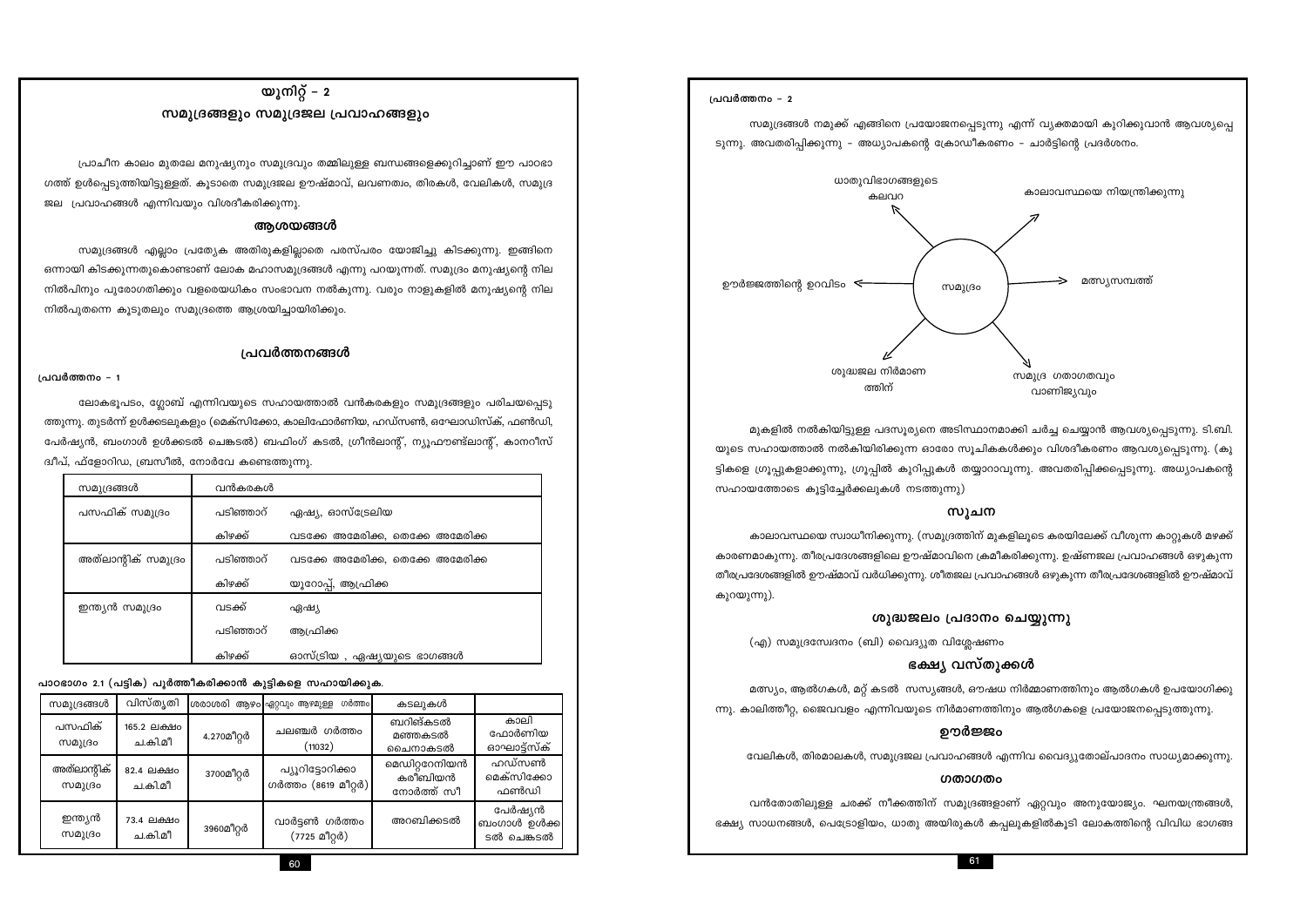# യൂനിറ്റ് – 2

## സമുദ്രങ്ങളും സമുദ്രജല പ്രവാഹങ്ങളും

പ്രാചീന കാലം മുതലേ മനുഷ്യനും സമുദ്രവും തമ്മിലുള്ള ബന്ധങ്ങളെക്കുറിച്ചാണ് ഈ പാഠഭാഗത്ത് ഉൾപ്പെടുത്തിയിട്ടുള്ളത്. കൂടാതെ സമുദ്രജല ഊഷ്മാവ്, ലവണത്വം, തിരകൾ, വേലികൾ, സമുദ്രജല പ്രവാഹങ്ങൾ എന്നിവയും വിശദീകരിക്കുന്നു.

### ആശയങ്ങൾ

സമുദ്രങ്ങൾ എല്ലാം പ്രത്യേക അതിരുകളില്ലാതെ പരസ്പരം യോജിച്ചു കിടക്കുന്നു. ഇങ്ങിനെ ഒന്നായി കിടക്കുന്നതുകൊണ്ടാണ് ലോക മഹാസമുദ്രങ്ങൾ എന്നു പറയുന്നത്. സമുദ്രം മനുഷ്യന്റെ നിലനിൽപിനും പുരോഗതിക്കും വളരെയധികം സംഭാവന നൽകുന്നു. വരും നാളുകളിൽ മനുഷ്യന്റെ നിലനിൽപുതന്നെ കൂടുതലും സമുദ്രത്തെ ആശ്രയിച്ചായിരിക്കും.

### പ്രവർത്തനങ്ങൾ

**പ്രവർത്തനം – 1**

ലോകഭൂപടം, ഗ്ലോബ് എന്നിവയുടെ സഹായത്താൽ വൻകരകളും സമുദ്രങ്ങളും പരിചയപ്പെടുത്തുന്നു. തുടർന്ന് ഉൾക്കടലുകളും (മെക്സിക്കോ, കാലിഫോർണിയ, ഹഡ്സൺ, ഒഘോഡിസ്ക്, ഫൺഡി, പേർഷ്യൻ, ബംഗാൾ ഉൾക്കടൽ ചെങ്കടൽ) ബഫിംഗ് കടൽ, ഗ്രീൻലാന്റ്, ന്യൂഫൗണ്ട്ലാന്റ്, കാനറീസ് ദ്വീപ്, ഫ്ളോറിഡ, ബ്രസീൽ, നോർവേ കണ്ടെത്തുന്നു.

| സമുദ്രങ്ങൾ | വൻകരകൾ | |
|---|---|---|
| പസഫിക് സമുദ്രം | പടിഞ്ഞാറ് | ഏഷ്യ, ഓസ്ട്രേലിയ |
| | കിഴക്ക് | വടക്കേ അമേരിക്ക, തെക്കേ അമേരിക്ക |
| അത്ലാന്റിക് സമുദ്രം | പടിഞ്ഞാറ് | വടക്കേ അമേരിക്ക, തെക്കേ അമേരിക്ക |
| | കിഴക്ക് | യൂറോപ്പ്, ആഫ്രിക്ക |
| ഇന്ത്യൻ സമുദ്രം | വടക്ക് | ഏഷ്യ |
| | പടിഞ്ഞാറ് | ആഫ്രിക്ക |
| | കിഴക്ക് | ഓസ്ട്രിയ , ഏഷ്യയുടെ ഭാഗങ്ങൾ |

**പാഠഭാഗം 2.1 (പട്ടിക) പൂർത്തീകരിക്കാൻ കുട്ടികളെ സഹായിക്കുക.**

| സമുദ്രങ്ങൾ | വിസ്തൃതി | ശരാശരി ആഴം | ഏറ്റവും ആഴമുള്ള ഗർത്തം | കടലുകൾ | |
|---|---|---|---|---|---|
| പസഫിക് സമുദ്രം | 165.2 ലക്ഷം ച.കി.മീ | 4.270മീറ്റർ | ചലഞ്ചർ ഗർത്തം (11032) | ബറിങ്ക്സടൽ മഞ്ഞകടൽ ചൈനാകടൽ | കാലിഫോർണിയ ഓഘോട്ട്സ്ക് |
| അത്ലാന്റിക് സമുദ്രം | 82.4 ലക്ഷം ച.കി.മീ | 3700മീറ്റർ | പ്യൂറിട്ടോറിക്കാ ഗർത്തം (8619 മീറ്റർ) | മെഡിറ്ററേനിയൻ കരീബിയൻ നോർത്ത് സീ | ഹഡ്സൺ മെക്സിക്കോ ഫൺഡി |
| ഇന്ത്യൻ സമുദ്രം | 73.4 ലക്ഷം ച.കി.മീ | 3960മീറ്റർ | വാർട്ടൺ ഗർത്തം (7725 മീറ്റർ) | അറബിക്കടൽ | പേർഷ്യൻ ബംഗാൾ ഉൾക്കടൽ ചെങ്കടൽ |

**പ്രവർത്തനം – 2**

സമുദ്രങ്ങൾ നമുക്ക് എങ്ങിനെ പ്രയോജനപ്പെടുന്നു എന്ന് വ്യക്തമായി കുറിക്കുവാൻ ആവശ്യപ്പെടുന്നു. അവതരിപ്പിക്കുന്നു – അധ്യാപകന്റെ ക്രോഡീകരണം – ചാർട്ടിന്റെ പ്രദർശനം.

സമുദ്രം

ധാതുവിഭാഗങ്ങളുടെ കലവറ

കാലാവസ്ഥയെ നിയന്ത്രിക്കുന്നു

ഊർജ്ജത്തിന്റെ ഉറവിടം

മത്സ്യസമ്പത്ത്

ശുദ്ധജല നിർമ്മാണത്തിന്

സമുദ്ര ഗതാഗതവും വാണിജ്യവും

മുകളിൽ നൽകിയിട്ടുള്ള പദസൂര്യനെ അടിസ്ഥാനമാക്കി ചർച്ച ചെയ്യാൻ ആവശ്യപ്പെടുന്നു. ടി.ബി. യുടെ സഹായത്താൽ നൽകിയിരിക്കുന്ന ഓരോ സൂചികകൾക്കും വിശദീകരണം ആവശ്യപ്പെടുന്നു. (കുട്ടികളെ ഗ്രൂപ്പുകളാക്കുന്നു, ഗ്രൂപ്പിൽ കുറിപ്പുകൾ തയ്യാറാവുന്നു. അവതരിപ്പിക്കപ്പെടുന്നു. അധ്യാപകന്റെ സഹായത്തോടെ കൂട്ടിച്ചേർക്കലുകൾ നടത്തുന്നു)

### സൂചന

കാലാവസ്ഥയെ സ്വാധീനിക്കുന്നു. (സമുദ്രത്തിന് മുകളിലൂടെ കരയിലേക്ക് വീശുന്ന കാറ്റുകൾ മഴക്ക് കാരണമാകുന്നു. തീരപ്രദേശങ്ങളിലെ ഊഷ്മാവിനെ ക്രമീകരിക്കുന്നു. ഉഷ്ണജല പ്രവാഹങ്ങൾ ഒഴുകുന്ന തീരപ്രദേശങ്ങളിൽ ഊഷ്മാവ് വർധിക്കുന്നു. ശീതജല പ്രവാഹങ്ങൾ ഒഴുകുന്ന തീരപ്രദേശങ്ങളിൽ ഊഷ്മാവ് കുറയുന്നു).

### ശുദ്ധജലം പ്രദാനം ചെയ്യുന്നു

(എ) സമുദ്രസ്വേദനം (ബി) വൈദ്യുത വിശ്ലേഷണം

### ഭക്ഷ്യ വസ്തുക്കൾ

മത്സ്യം, ആൽഗകൾ, മറ്റ് കടൽ സസ്യങ്ങൾ, ഔഷധ നിർമ്മാണത്തിനും ആൽഗകൾ ഉപയോഗിക്കുന്നു. കാലിത്തീറ്റ, ജൈവവളം എന്നിവയുടെ നിർമാണത്തിനും ആൽഗകളെ പ്രയോജനപ്പെടുത്തുന്നു.

### ഊർജ്ജം

വേലികൾ, തിരമാലകൾ, സമുദ്രജല പ്രവാഹങ്ങൾ എന്നിവ വൈദ്യുതോല്പാദനം സാധ്യമാക്കുന്നു.

### ഗതാഗതം

വൻതോതിലുള്ള ചരക്ക് നീക്കത്തിന് സമുദ്രങ്ങളാണ് ഏറ്റവും അനുയോജ്യം. ഘനയന്ത്രങ്ങൾ, ഭക്ഷ്യ സാധനങ്ങൾ, പെട്രോളിയം, ധാതു അയിരുകൾ കപ്പലുകളിൽകൂടി ലോകത്തിന്റെ വിവിധ ഭാഗങ്ങ